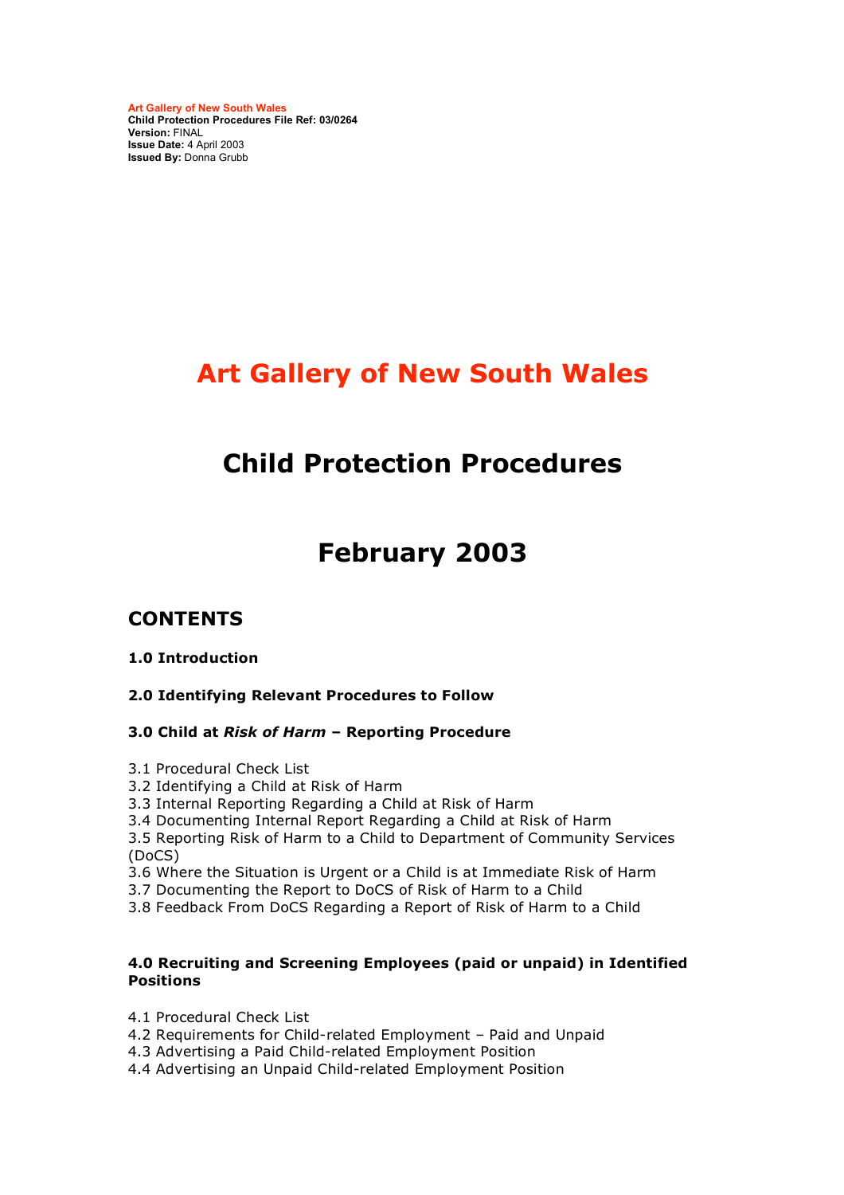**Art Gallery of New South Wales**
**Child Protection Procedures File Ref: 03/0264**
**Version:** FINAL
**Issue Date:** 4 April 2003
**Issued By:** Donna Grubb

# Art Gallery of New South Wales

# Child Protection Procedures

# February 2003

## CONTENTS

**1.0 Introduction**

**2.0 Identifying Relevant Procedures to Follow**

**3.0 Child at *Risk of Harm* – Reporting Procedure**

3.1 Procedural Check List
3.2 Identifying a Child at Risk of Harm
3.3 Internal Reporting Regarding a Child at Risk of Harm
3.4 Documenting Internal Report Regarding a Child at Risk of Harm
3.5 Reporting Risk of Harm to a Child to Department of Community Services (DoCS)
3.6 Where the Situation is Urgent or a Child is at Immediate Risk of Harm
3.7 Documenting the Report to DoCS of Risk of Harm to a Child
3.8 Feedback From DoCS Regarding a Report of Risk of Harm to a Child

**4.0 Recruiting and Screening Employees (paid or unpaid) in Identified Positions**

4.1 Procedural Check List
4.2 Requirements for Child-related Employment – Paid and Unpaid
4.3 Advertising a Paid Child-related Employment Position
4.4 Advertising an Unpaid Child-related Employment Position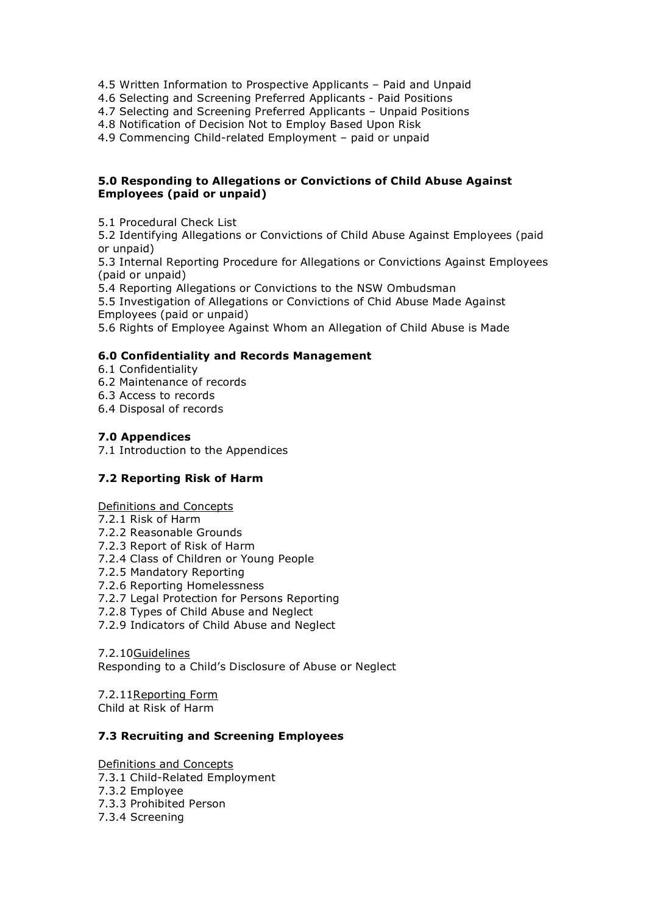4.5 Written Information to Prospective Applicants – Paid and Unpaid
4.6 Selecting and Screening Preferred Applicants - Paid Positions
4.7 Selecting and Screening Preferred Applicants – Unpaid Positions
4.8 Notification of Decision Not to Employ Based Upon Risk
4.9 Commencing Child-related Employment – paid or unpaid

**5.0 Responding to Allegations or Convictions of Child Abuse Against Employees (paid or unpaid)**

5.1 Procedural Check List
5.2 Identifying Allegations or Convictions of Child Abuse Against Employees (paid or unpaid)
5.3 Internal Reporting Procedure for Allegations or Convictions Against Employees (paid or unpaid)
5.4 Reporting Allegations or Convictions to the NSW Ombudsman
5.5 Investigation of Allegations or Convictions of Chid Abuse Made Against Employees (paid or unpaid)
5.6 Rights of Employee Against Whom an Allegation of Child Abuse is Made

**6.0 Confidentiality and Records Management**

6.1 Confidentiality
6.2 Maintenance of records
6.3 Access to records
6.4 Disposal of records

**7.0 Appendices**

7.1 Introduction to the Appendices

**7.2 Reporting Risk of Harm**

Definitions and Concepts
7.2.1 Risk of Harm
7.2.2 Reasonable Grounds
7.2.3 Report of Risk of Harm
7.2.4 Class of Children or Young People
7.2.5 Mandatory Reporting
7.2.6 Reporting Homelessness
7.2.7 Legal Protection for Persons Reporting
7.2.8 Types of Child Abuse and Neglect
7.2.9 Indicators of Child Abuse and Neglect

7.2.10Guidelines
Responding to a Child's Disclosure of Abuse or Neglect

7.2.11Reporting Form
Child at Risk of Harm

**7.3 Recruiting and Screening Employees**

Definitions and Concepts
7.3.1 Child-Related Employment
7.3.2 Employee
7.3.3 Prohibited Person
7.3.4 Screening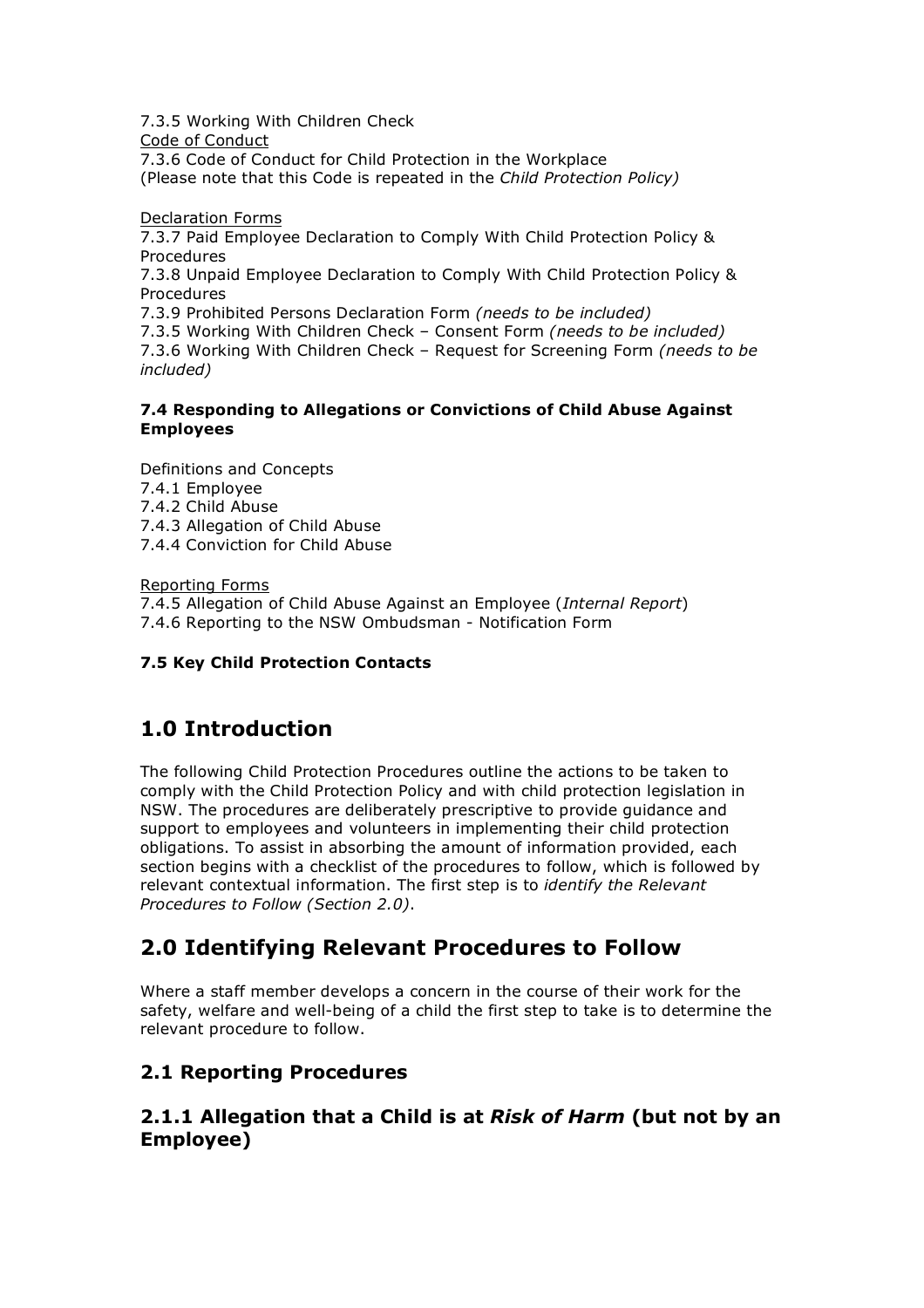7.3.5 Working With Children Check

Code of Conduct

7.3.6 Code of Conduct for Child Protection in the Workplace
(Please note that this Code is repeated in the *Child Protection Policy)*

Declaration Forms

7.3.7 Paid Employee Declaration to Comply With Child Protection Policy & Procedures

7.3.8 Unpaid Employee Declaration to Comply With Child Protection Policy & Procedures

7.3.9 Prohibited Persons Declaration Form *(needs to be included)*

7.3.5 Working With Children Check – Consent Form *(needs to be included)*

7.3.6 Working With Children Check – Request for Screening Form *(needs to be included)*

**7.4 Responding to Allegations or Convictions of Child Abuse Against Employees**

Definitions and Concepts

7.4.1 Employee

7.4.2 Child Abuse

7.4.3 Allegation of Child Abuse

7.4.4 Conviction for Child Abuse

Reporting Forms

7.4.5 Allegation of Child Abuse Against an Employee (*Internal Report*)

7.4.6 Reporting to the NSW Ombudsman - Notification Form

**7.5 Key Child Protection Contacts**

# 1.0 Introduction

The following Child Protection Procedures outline the actions to be taken to comply with the Child Protection Policy and with child protection legislation in NSW. The procedures are deliberately prescriptive to provide guidance and support to employees and volunteers in implementing their child protection obligations. To assist in absorbing the amount of information provided, each section begins with a checklist of the procedures to follow, which is followed by relevant contextual information. The first step is to *identify the Relevant Procedures to Follow (Section 2.0)*.

# 2.0 Identifying Relevant Procedures to Follow

Where a staff member develops a concern in the course of their work for the safety, welfare and well-being of a child the first step to take is to determine the relevant procedure to follow.

## 2.1 Reporting Procedures

### 2.1.1 Allegation that a Child is at *Risk of Harm* (but not by an Employee)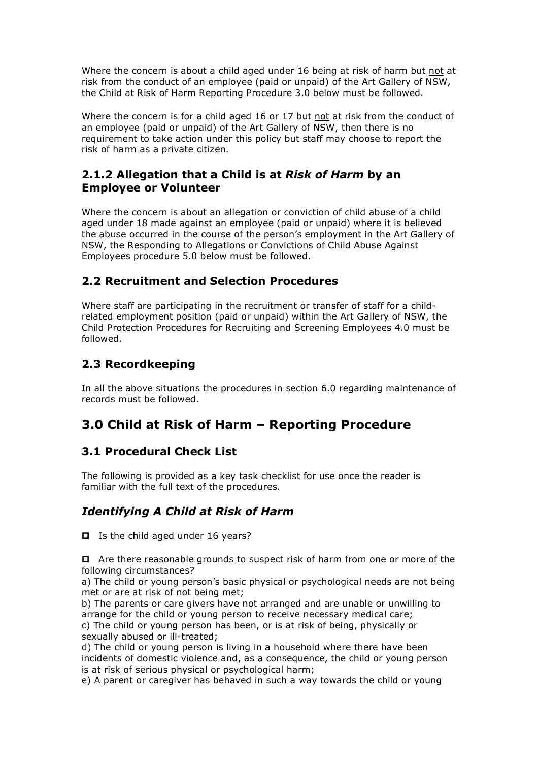Where the concern is about a child aged under 16 being at risk of harm but <u>not</u> at risk from the conduct of an employee (paid or unpaid) of the Art Gallery of NSW, the Child at Risk of Harm Reporting Procedure 3.0 below must be followed.

Where the concern is for a child aged 16 or 17 but <u>not</u> at risk from the conduct of an employee (paid or unpaid) of the Art Gallery of NSW, then there is no requirement to take action under this policy but staff may choose to report the risk of harm as a private citizen.

### 2.1.2 Allegation that a Child is at *Risk of Harm* by an Employee or Volunteer

Where the concern is about an allegation or conviction of child abuse of a child aged under 18 made against an employee (paid or unpaid) where it is believed the abuse occurred in the course of the person's employment in the Art Gallery of NSW, the Responding to Allegations or Convictions of Child Abuse Against Employees procedure 5.0 below must be followed.

### 2.2 Recruitment and Selection Procedures

Where staff are participating in the recruitment or transfer of staff for a child-related employment position (paid or unpaid) within the Art Gallery of NSW, the Child Protection Procedures for Recruiting and Screening Employees 4.0 must be followed.

### 2.3 Recordkeeping

In all the above situations the procedures in section 6.0 regarding maintenance of records must be followed.

## 3.0 Child at Risk of Harm – Reporting Procedure

### 3.1 Procedural Check List

The following is provided as a key task checklist for use once the reader is familiar with the full text of the procedures.

### *Identifying A Child at Risk of Harm*

- [ ] Is the child aged under 16 years?

- [ ] Are there reasonable grounds to suspect risk of harm from one or more of the following circumstances?

a) The child or young person's basic physical or psychological needs are not being met or are at risk of not being met;
b) The parents or care givers have not arranged and are unable or unwilling to arrange for the child or young person to receive necessary medical care;
c) The child or young person has been, or is at risk of being, physically or sexually abused or ill-treated;
d) The child or young person is living in a household where there have been incidents of domestic violence and, as a consequence, the child or young person is at risk of serious physical or psychological harm;
e) A parent or caregiver has behaved in such a way towards the child or young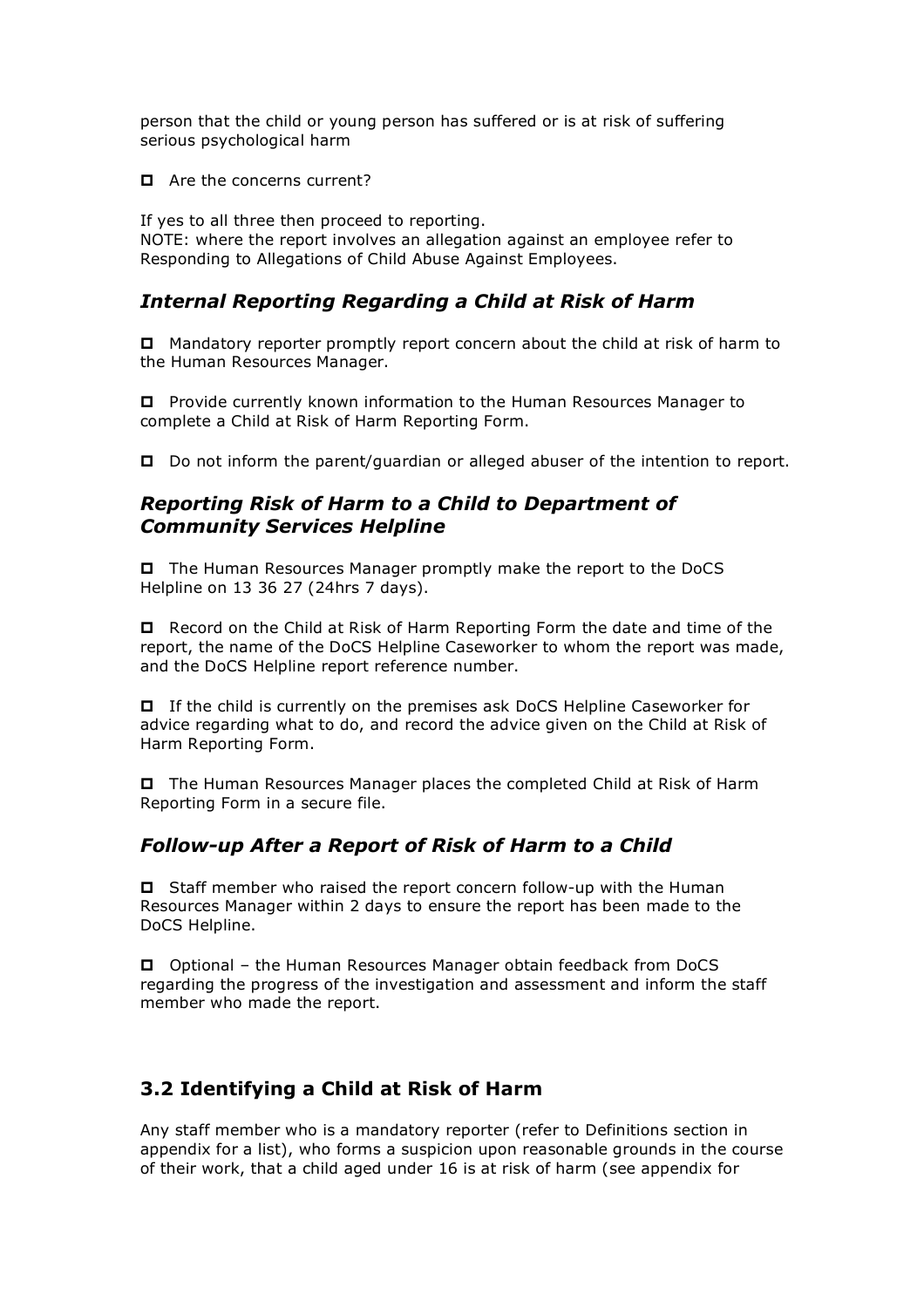person that the child or young person has suffered or is at risk of suffering serious psychological harm

- Are the concerns current?

If yes to all three then proceed to reporting.
NOTE: where the report involves an allegation against an employee refer to Responding to Allegations of Child Abuse Against Employees.

### *Internal Reporting Regarding a Child at Risk of Harm*

- Mandatory reporter promptly report concern about the child at risk of harm to the Human Resources Manager.

- Provide currently known information to the Human Resources Manager to complete a Child at Risk of Harm Reporting Form.

- Do not inform the parent/guardian or alleged abuser of the intention to report.

### *Reporting Risk of Harm to a Child to Department of Community Services Helpline*

- The Human Resources Manager promptly make the report to the DoCS Helpline on 13 36 27 (24hrs 7 days).

- Record on the Child at Risk of Harm Reporting Form the date and time of the report, the name of the DoCS Helpline Caseworker to whom the report was made, and the DoCS Helpline report reference number.

- If the child is currently on the premises ask DoCS Helpline Caseworker for advice regarding what to do, and record the advice given on the Child at Risk of Harm Reporting Form.

- The Human Resources Manager places the completed Child at Risk of Harm Reporting Form in a secure file.

### *Follow-up After a Report of Risk of Harm to a Child*

- Staff member who raised the report concern follow-up with the Human Resources Manager within 2 days to ensure the report has been made to the DoCS Helpline.

- Optional – the Human Resources Manager obtain feedback from DoCS regarding the progress of the investigation and assessment and inform the staff member who made the report.

## 3.2 Identifying a Child at Risk of Harm

Any staff member who is a mandatory reporter (refer to Definitions section in appendix for a list), who forms a suspicion upon reasonable grounds in the course of their work, that a child aged under 16 is at risk of harm (see appendix for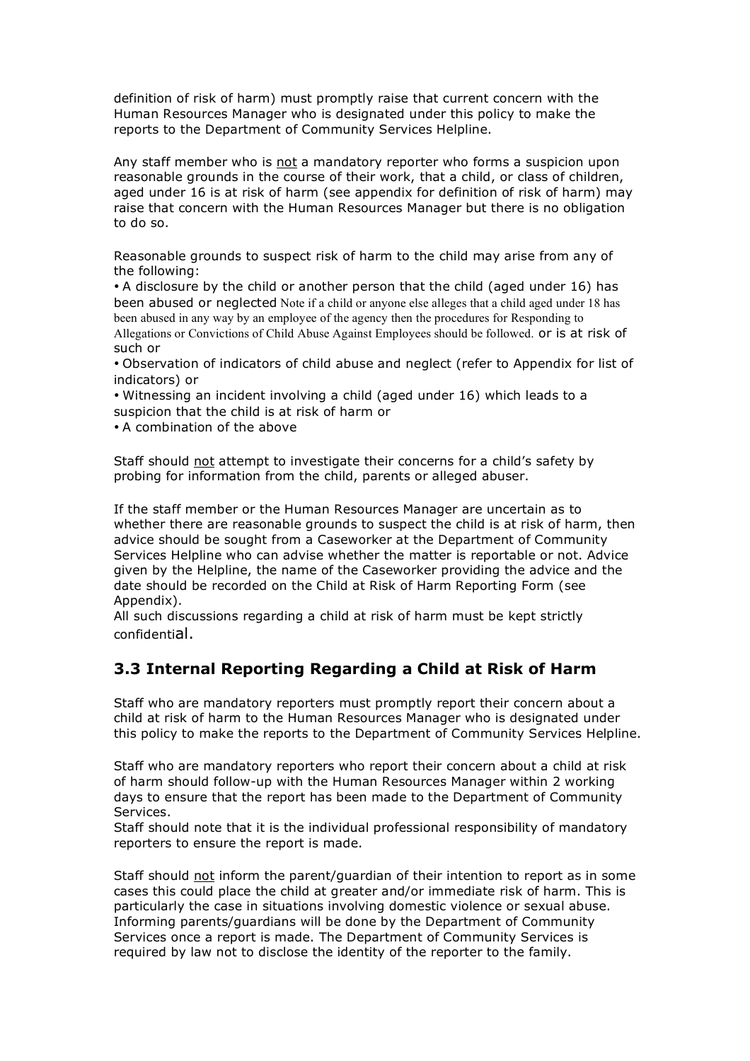definition of risk of harm) must promptly raise that current concern with the Human Resources Manager who is designated under this policy to make the reports to the Department of Community Services Helpline.

Any staff member who is not a mandatory reporter who forms a suspicion upon reasonable grounds in the course of their work, that a child, or class of children, aged under 16 is at risk of harm (see appendix for definition of risk of harm) may raise that concern with the Human Resources Manager but there is no obligation to do so.

Reasonable grounds to suspect risk of harm to the child may arise from any of the following:

- A disclosure by the child or another person that the child (aged under 16) has been abused or neglected Note if a child or anyone else alleges that a child aged under 18 has been abused in any way by an employee of the agency then the procedures for Responding to Allegations or Convictions of Child Abuse Against Employees should be followed. or is at risk of such or
- Observation of indicators of child abuse and neglect (refer to Appendix for list of indicators) or
- Witnessing an incident involving a child (aged under 16) which leads to a suspicion that the child is at risk of harm or
- A combination of the above

Staff should not attempt to investigate their concerns for a child's safety by probing for information from the child, parents or alleged abuser.

If the staff member or the Human Resources Manager are uncertain as to whether there are reasonable grounds to suspect the child is at risk of harm, then advice should be sought from a Caseworker at the Department of Community Services Helpline who can advise whether the matter is reportable or not. Advice given by the Helpline, the name of the Caseworker providing the advice and the date should be recorded on the Child at Risk of Harm Reporting Form (see Appendix).

All such discussions regarding a child at risk of harm must be kept strictly confidential.

## 3.3 Internal Reporting Regarding a Child at Risk of Harm

Staff who are mandatory reporters must promptly report their concern about a child at risk of harm to the Human Resources Manager who is designated under this policy to make the reports to the Department of Community Services Helpline.

Staff who are mandatory reporters who report their concern about a child at risk of harm should follow-up with the Human Resources Manager within 2 working days to ensure that the report has been made to the Department of Community Services.

Staff should note that it is the individual professional responsibility of mandatory reporters to ensure the report is made.

Staff should not inform the parent/guardian of their intention to report as in some cases this could place the child at greater and/or immediate risk of harm. This is particularly the case in situations involving domestic violence or sexual abuse. Informing parents/guardians will be done by the Department of Community Services once a report is made. The Department of Community Services is required by law not to disclose the identity of the reporter to the family.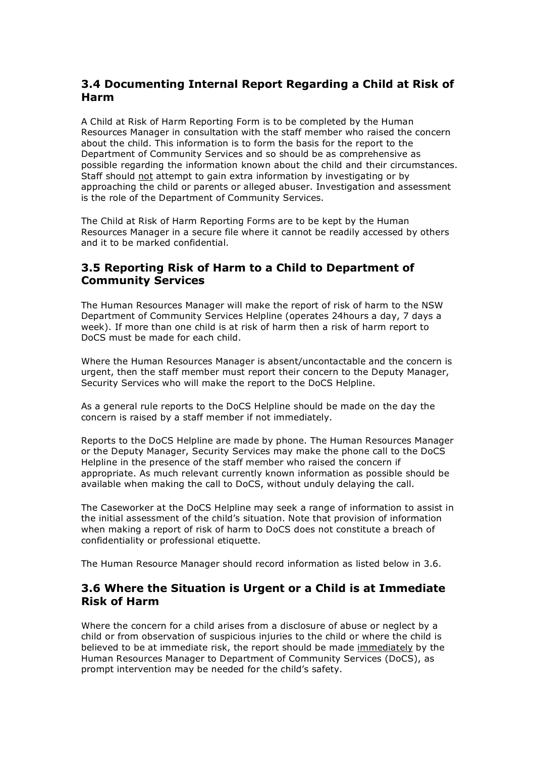## 3.4 Documenting Internal Report Regarding a Child at Risk of Harm

A Child at Risk of Harm Reporting Form is to be completed by the Human Resources Manager in consultation with the staff member who raised the concern about the child. This information is to form the basis for the report to the Department of Community Services and so should be as comprehensive as possible regarding the information known about the child and their circumstances. Staff should not attempt to gain extra information by investigating or by approaching the child or parents or alleged abuser. Investigation and assessment is the role of the Department of Community Services.

The Child at Risk of Harm Reporting Forms are to be kept by the Human Resources Manager in a secure file where it cannot be readily accessed by others and it to be marked confidential.

## 3.5 Reporting Risk of Harm to a Child to Department of Community Services

The Human Resources Manager will make the report of risk of harm to the NSW Department of Community Services Helpline (operates 24hours a day, 7 days a week). If more than one child is at risk of harm then a risk of harm report to DoCS must be made for each child.

Where the Human Resources Manager is absent/uncontactable and the concern is urgent, then the staff member must report their concern to the Deputy Manager, Security Services who will make the report to the DoCS Helpline.

As a general rule reports to the DoCS Helpline should be made on the day the concern is raised by a staff member if not immediately.

Reports to the DoCS Helpline are made by phone. The Human Resources Manager or the Deputy Manager, Security Services may make the phone call to the DoCS Helpline in the presence of the staff member who raised the concern if appropriate. As much relevant currently known information as possible should be available when making the call to DoCS, without unduly delaying the call.

The Caseworker at the DoCS Helpline may seek a range of information to assist in the initial assessment of the child's situation. Note that provision of information when making a report of risk of harm to DoCS does not constitute a breach of confidentiality or professional etiquette.

The Human Resource Manager should record information as listed below in 3.6.

## 3.6 Where the Situation is Urgent or a Child is at Immediate Risk of Harm

Where the concern for a child arises from a disclosure of abuse or neglect by a child or from observation of suspicious injuries to the child or where the child is believed to be at immediate risk, the report should be made immediately by the Human Resources Manager to Department of Community Services (DoCS), as prompt intervention may be needed for the child's safety.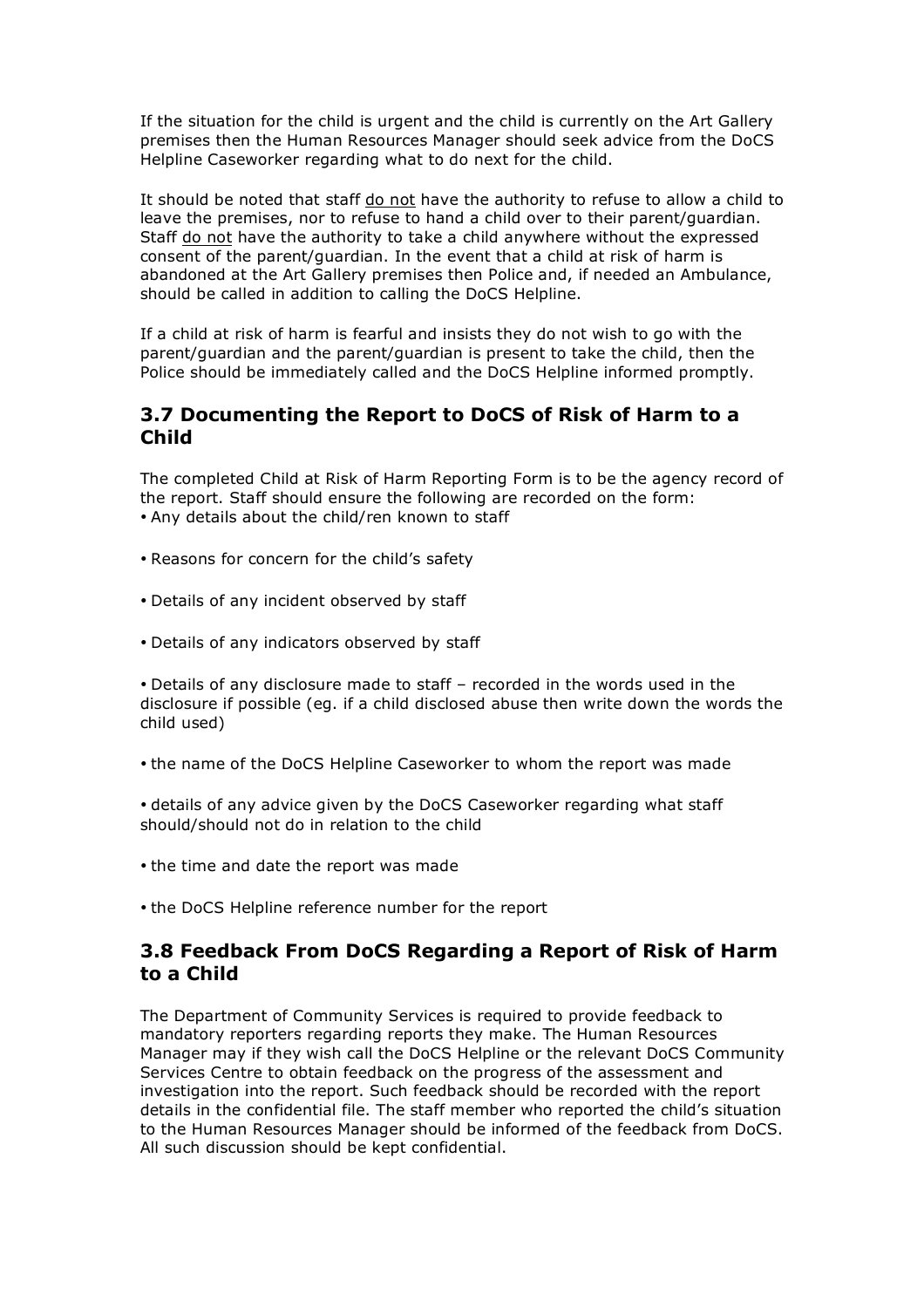If the situation for the child is urgent and the child is currently on the Art Gallery premises then the Human Resources Manager should seek advice from the DoCS Helpline Caseworker regarding what to do next for the child.

It should be noted that staff <u>do not</u> have the authority to refuse to allow a child to leave the premises, nor to refuse to hand a child over to their parent/guardian. Staff <u>do not</u> have the authority to take a child anywhere without the expressed consent of the parent/guardian. In the event that a child at risk of harm is abandoned at the Art Gallery premises then Police and, if needed an Ambulance, should be called in addition to calling the DoCS Helpline.

If a child at risk of harm is fearful and insists they do not wish to go with the parent/guardian and the parent/guardian is present to take the child, then the Police should be immediately called and the DoCS Helpline informed promptly.

## 3.7 Documenting the Report to DoCS of Risk of Harm to a Child

The completed Child at Risk of Harm Reporting Form is to be the agency record of the report. Staff should ensure the following are recorded on the form:

- Any details about the child/ren known to staff
- Reasons for concern for the child's safety
- Details of any incident observed by staff
- Details of any indicators observed by staff
- Details of any disclosure made to staff – recorded in the words used in the disclosure if possible (eg. if a child disclosed abuse then write down the words the child used)
- the name of the DoCS Helpline Caseworker to whom the report was made
- details of any advice given by the DoCS Caseworker regarding what staff should/should not do in relation to the child
- the time and date the report was made
- the DoCS Helpline reference number for the report

## 3.8 Feedback From DoCS Regarding a Report of Risk of Harm to a Child

The Department of Community Services is required to provide feedback to mandatory reporters regarding reports they make. The Human Resources Manager may if they wish call the DoCS Helpline or the relevant DoCS Community Services Centre to obtain feedback on the progress of the assessment and investigation into the report. Such feedback should be recorded with the report details in the confidential file. The staff member who reported the child's situation to the Human Resources Manager should be informed of the feedback from DoCS. All such discussion should be kept confidential.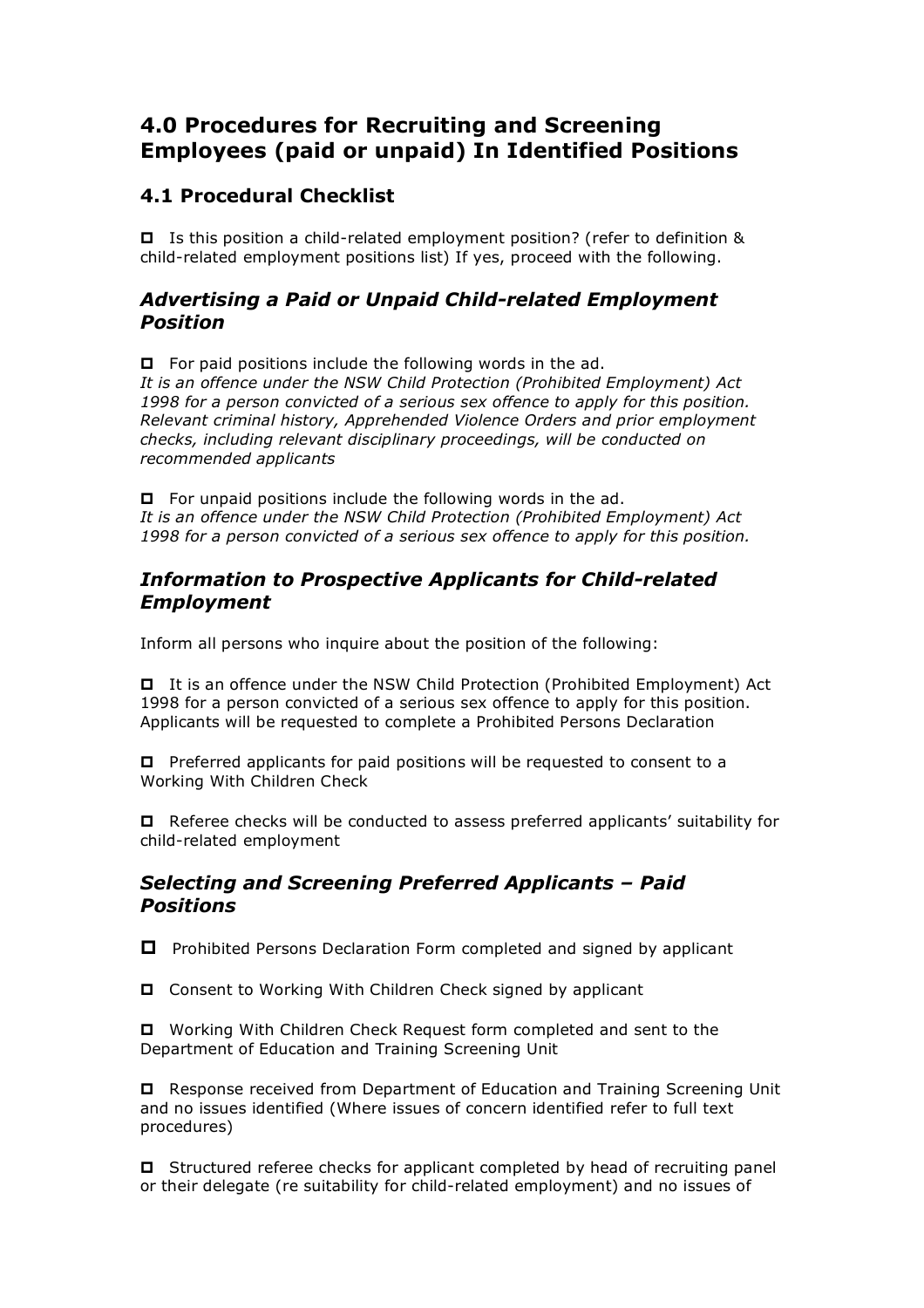# 4.0 Procedures for Recruiting and Screening Employees (paid or unpaid) In Identified Positions

## 4.1 Procedural Checklist

- ☐ Is this position a child-related employment position? (refer to definition & child-related employment positions list) If yes, proceed with the following.

### *Advertising a Paid or Unpaid Child-related Employment Position*

- ☐ For paid positions include the following words in the ad.
*It is an offence under the NSW Child Protection (Prohibited Employment) Act 1998 for a person convicted of a serious sex offence to apply for this position. Relevant criminal history, Apprehended Violence Orders and prior employment checks, including relevant disciplinary proceedings, will be conducted on recommended applicants*

- ☐ For unpaid positions include the following words in the ad.
*It is an offence under the NSW Child Protection (Prohibited Employment) Act 1998 for a person convicted of a serious sex offence to apply for this position.*

### *Information to Prospective Applicants for Child-related Employment*

Inform all persons who inquire about the position of the following:

- ☐ It is an offence under the NSW Child Protection (Prohibited Employment) Act 1998 for a person convicted of a serious sex offence to apply for this position. Applicants will be requested to complete a Prohibited Persons Declaration

- ☐ Preferred applicants for paid positions will be requested to consent to a Working With Children Check

- ☐ Referee checks will be conducted to assess preferred applicants' suitability for child-related employment

### *Selecting and Screening Preferred Applicants – Paid Positions*

- ☐ Prohibited Persons Declaration Form completed and signed by applicant

- ☐ Consent to Working With Children Check signed by applicant

- ☐ Working With Children Check Request form completed and sent to the Department of Education and Training Screening Unit

- ☐ Response received from Department of Education and Training Screening Unit and no issues identified (Where issues of concern identified refer to full text procedures)

- ☐ Structured referee checks for applicant completed by head of recruiting panel or their delegate (re suitability for child-related employment) and no issues of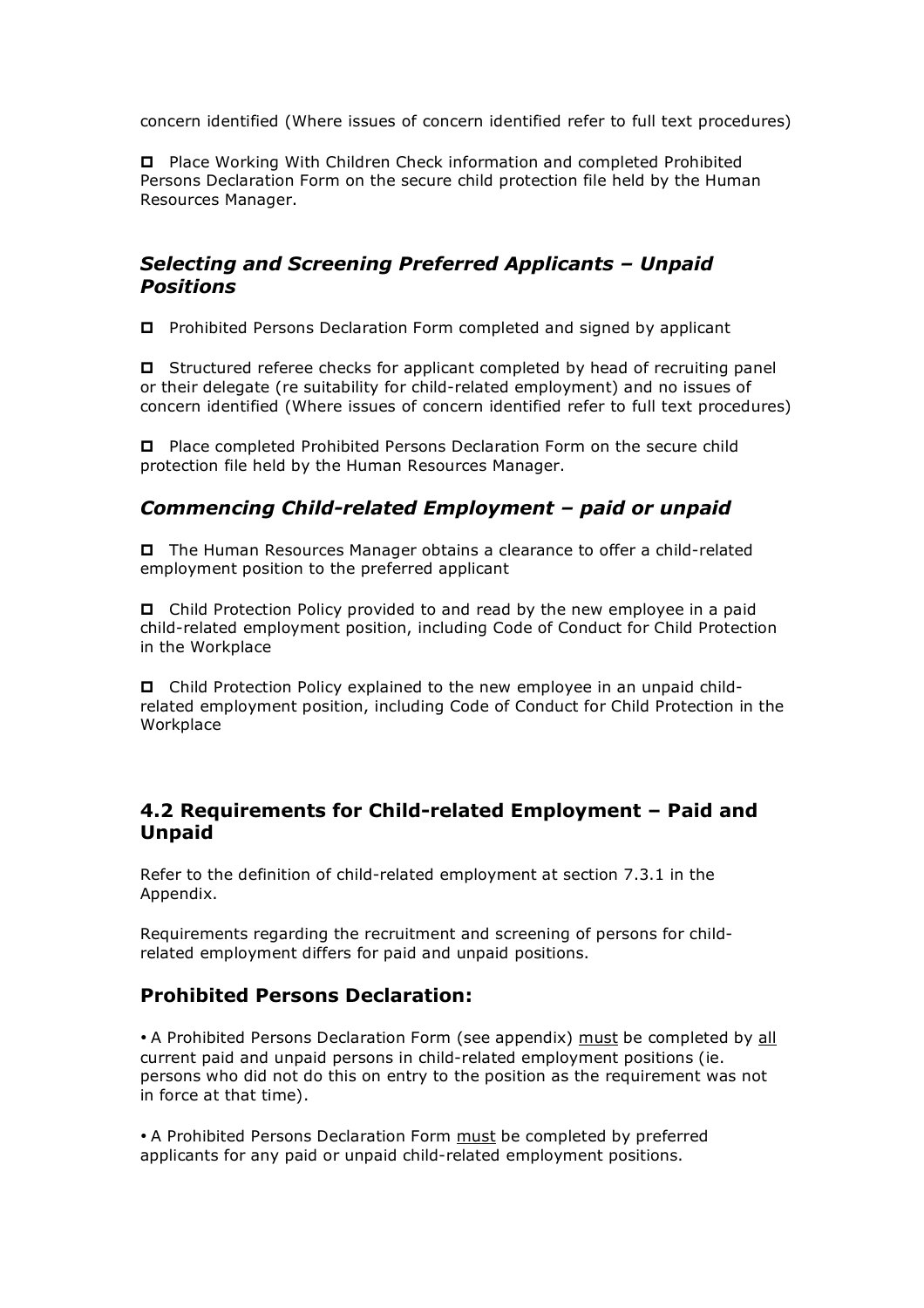concern identified (Where issues of concern identified refer to full text procedures)

- Place Working With Children Check information and completed Prohibited Persons Declaration Form on the secure child protection file held by the Human Resources Manager.

### *Selecting and Screening Preferred Applicants – Unpaid Positions*

- Prohibited Persons Declaration Form completed and signed by applicant

- Structured referee checks for applicant completed by head of recruiting panel or their delegate (re suitability for child-related employment) and no issues of concern identified (Where issues of concern identified refer to full text procedures)

- Place completed Prohibited Persons Declaration Form on the secure child protection file held by the Human Resources Manager.

### *Commencing Child-related Employment – paid or unpaid*

- The Human Resources Manager obtains a clearance to offer a child-related employment position to the preferred applicant

- Child Protection Policy provided to and read by the new employee in a paid child-related employment position, including Code of Conduct for Child Protection in the Workplace

- Child Protection Policy explained to the new employee in an unpaid child-related employment position, including Code of Conduct for Child Protection in the Workplace

## 4.2 Requirements for Child-related Employment – Paid and Unpaid

Refer to the definition of child-related employment at section 7.3.1 in the Appendix.

Requirements regarding the recruitment and screening of persons for child-related employment differs for paid and unpaid positions.

## Prohibited Persons Declaration:

- A Prohibited Persons Declaration Form (see appendix) <u>must</u> be completed by <u>all</u> current paid and unpaid persons in child-related employment positions (ie. persons who did not do this on entry to the position as the requirement was not in force at that time).

- A Prohibited Persons Declaration Form <u>must</u> be completed by preferred applicants for any paid or unpaid child-related employment positions.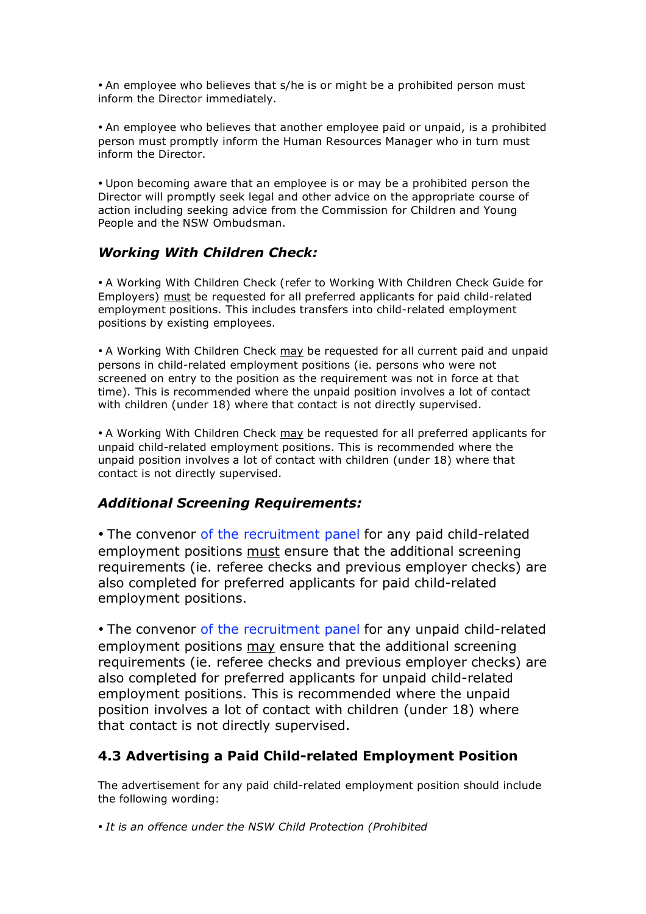• An employee who believes that s/he is or might be a prohibited person must inform the Director immediately.

• An employee who believes that another employee paid or unpaid, is a prohibited person must promptly inform the Human Resources Manager who in turn must inform the Director.

• Upon becoming aware that an employee is or may be a prohibited person the Director will promptly seek legal and other advice on the appropriate course of action including seeking advice from the Commission for Children and Young People and the NSW Ombudsman.

### *Working With Children Check:*

• A Working With Children Check (refer to Working With Children Check Guide for Employers) must be requested for all preferred applicants for paid child-related employment positions. This includes transfers into child-related employment positions by existing employees.

• A Working With Children Check may be requested for all current paid and unpaid persons in child-related employment positions (ie. persons who were not screened on entry to the position as the requirement was not in force at that time). This is recommended where the unpaid position involves a lot of contact with children (under 18) where that contact is not directly supervised.

• A Working With Children Check may be requested for all preferred applicants for unpaid child-related employment positions. This is recommended where the unpaid position involves a lot of contact with children (under 18) where that contact is not directly supervised.

### *Additional Screening Requirements:*

• The convenor of the recruitment panel for any paid child-related employment positions must ensure that the additional screening requirements (ie. referee checks and previous employer checks) are also completed for preferred applicants for paid child-related employment positions.

• The convenor of the recruitment panel for any unpaid child-related employment positions may ensure that the additional screening requirements (ie. referee checks and previous employer checks) are also completed for preferred applicants for unpaid child-related employment positions. This is recommended where the unpaid position involves a lot of contact with children (under 18) where that contact is not directly supervised.

### 4.3 Advertising a Paid Child-related Employment Position

The advertisement for any paid child-related employment position should include the following wording:

• *It is an offence under the NSW Child Protection (Prohibited*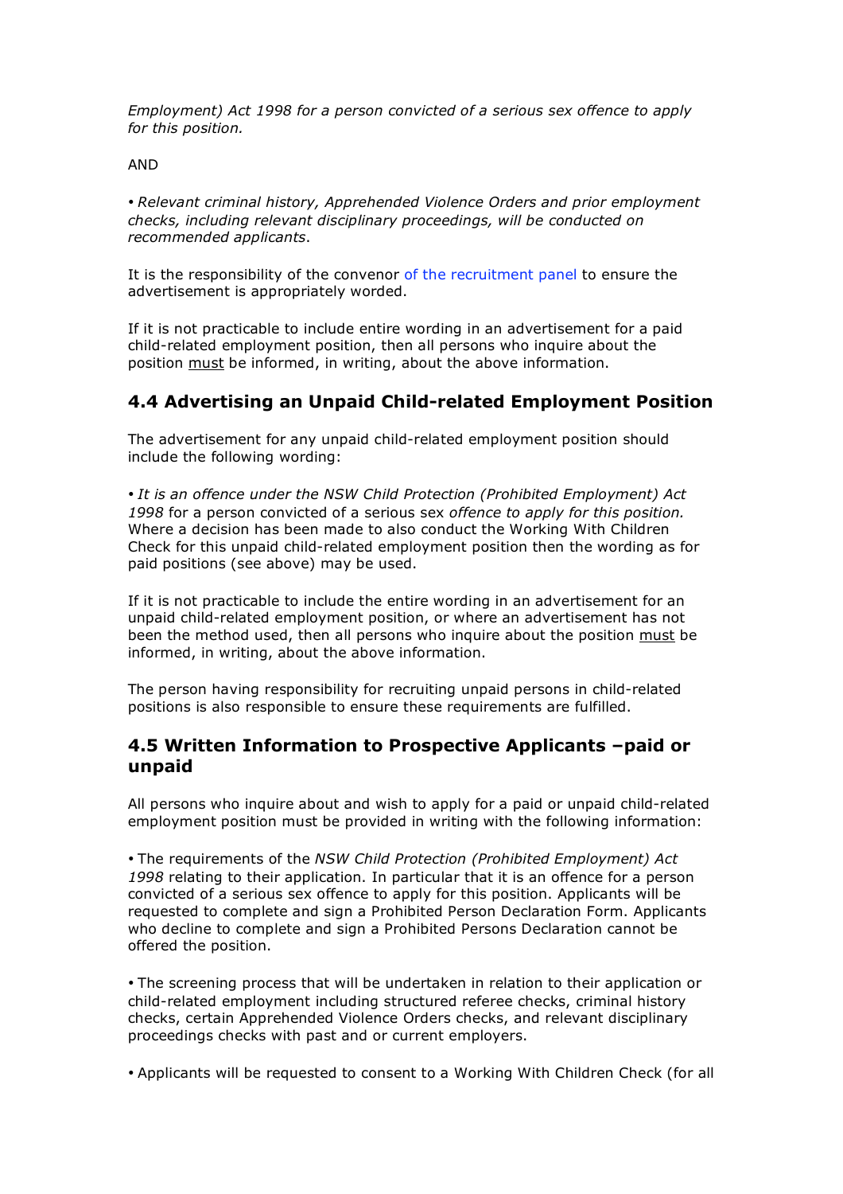*Employment) Act 1998 for a person convicted of a serious sex offence to apply for this position.*

AND

• *Relevant criminal history, Apprehended Violence Orders and prior employment checks, including relevant disciplinary proceedings, will be conducted on recommended applicants*.

It is the responsibility of the convenor of the recruitment panel to ensure the advertisement is appropriately worded.

If it is not practicable to include entire wording in an advertisement for a paid child-related employment position, then all persons who inquire about the position <u>must</u> be informed, in writing, about the above information.

## 4.4 Advertising an Unpaid Child-related Employment Position

The advertisement for any unpaid child-related employment position should include the following wording:

• *It is an offence under the NSW Child Protection (Prohibited Employment) Act 1998* for a person convicted of a serious sex *offence to apply for this position.* Where a decision has been made to also conduct the Working With Children Check for this unpaid child-related employment position then the wording as for paid positions (see above) may be used.

If it is not practicable to include the entire wording in an advertisement for an unpaid child-related employment position, or where an advertisement has not been the method used, then all persons who inquire about the position <u>must</u> be informed, in writing, about the above information.

The person having responsibility for recruiting unpaid persons in child-related positions is also responsible to ensure these requirements are fulfilled.

## 4.5 Written Information to Prospective Applicants –paid or unpaid

All persons who inquire about and wish to apply for a paid or unpaid child-related employment position must be provided in writing with the following information:

• The requirements of the *NSW Child Protection (Prohibited Employment) Act 1998* relating to their application. In particular that it is an offence for a person convicted of a serious sex offence to apply for this position. Applicants will be requested to complete and sign a Prohibited Person Declaration Form. Applicants who decline to complete and sign a Prohibited Persons Declaration cannot be offered the position.

• The screening process that will be undertaken in relation to their application or child-related employment including structured referee checks, criminal history checks, certain Apprehended Violence Orders checks, and relevant disciplinary proceedings checks with past and or current employers.

• Applicants will be requested to consent to a Working With Children Check (for all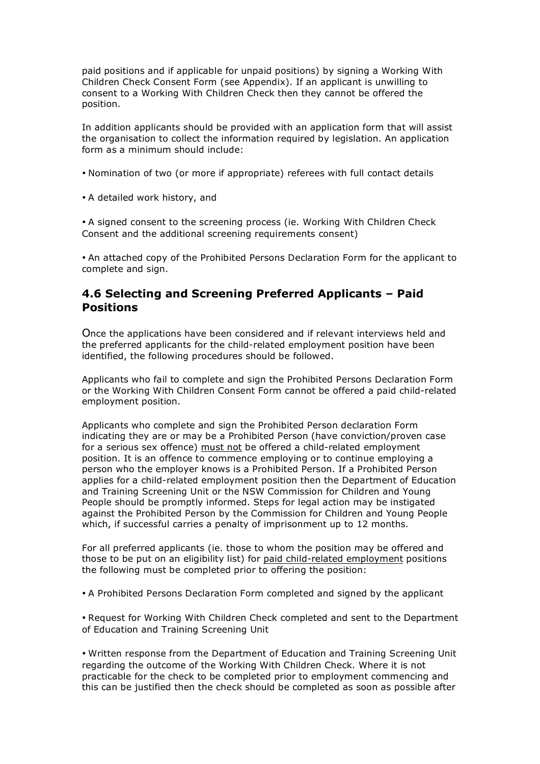paid positions and if applicable for unpaid positions) by signing a Working With Children Check Consent Form (see Appendix). If an applicant is unwilling to consent to a Working With Children Check then they cannot be offered the position.

In addition applicants should be provided with an application form that will assist the organisation to collect the information required by legislation. An application form as a minimum should include:

- Nomination of two (or more if appropriate) referees with full contact details
- A detailed work history, and
- A signed consent to the screening process (ie. Working With Children Check Consent and the additional screening requirements consent)
- An attached copy of the Prohibited Persons Declaration Form for the applicant to complete and sign.

## 4.6 Selecting and Screening Preferred Applicants – Paid Positions

Once the applications have been considered and if relevant interviews held and the preferred applicants for the child-related employment position have been identified, the following procedures should be followed.

Applicants who fail to complete and sign the Prohibited Persons Declaration Form or the Working With Children Consent Form cannot be offered a paid child-related employment position.

Applicants who complete and sign the Prohibited Person declaration Form indicating they are or may be a Prohibited Person (have conviction/proven case for a serious sex offence) <u>must not</u> be offered a child-related employment position. It is an offence to commence employing or to continue employing a person who the employer knows is a Prohibited Person. If a Prohibited Person applies for a child-related employment position then the Department of Education and Training Screening Unit or the NSW Commission for Children and Young People should be promptly informed. Steps for legal action may be instigated against the Prohibited Person by the Commission for Children and Young People which, if successful carries a penalty of imprisonment up to 12 months.

For all preferred applicants (ie. those to whom the position may be offered and those to be put on an eligibility list) for <u>paid child-related employment</u> positions the following must be completed prior to offering the position:

- A Prohibited Persons Declaration Form completed and signed by the applicant
- Request for Working With Children Check completed and sent to the Department of Education and Training Screening Unit
- Written response from the Department of Education and Training Screening Unit regarding the outcome of the Working With Children Check. Where it is not practicable for the check to be completed prior to employment commencing and this can be justified then the check should be completed as soon as possible after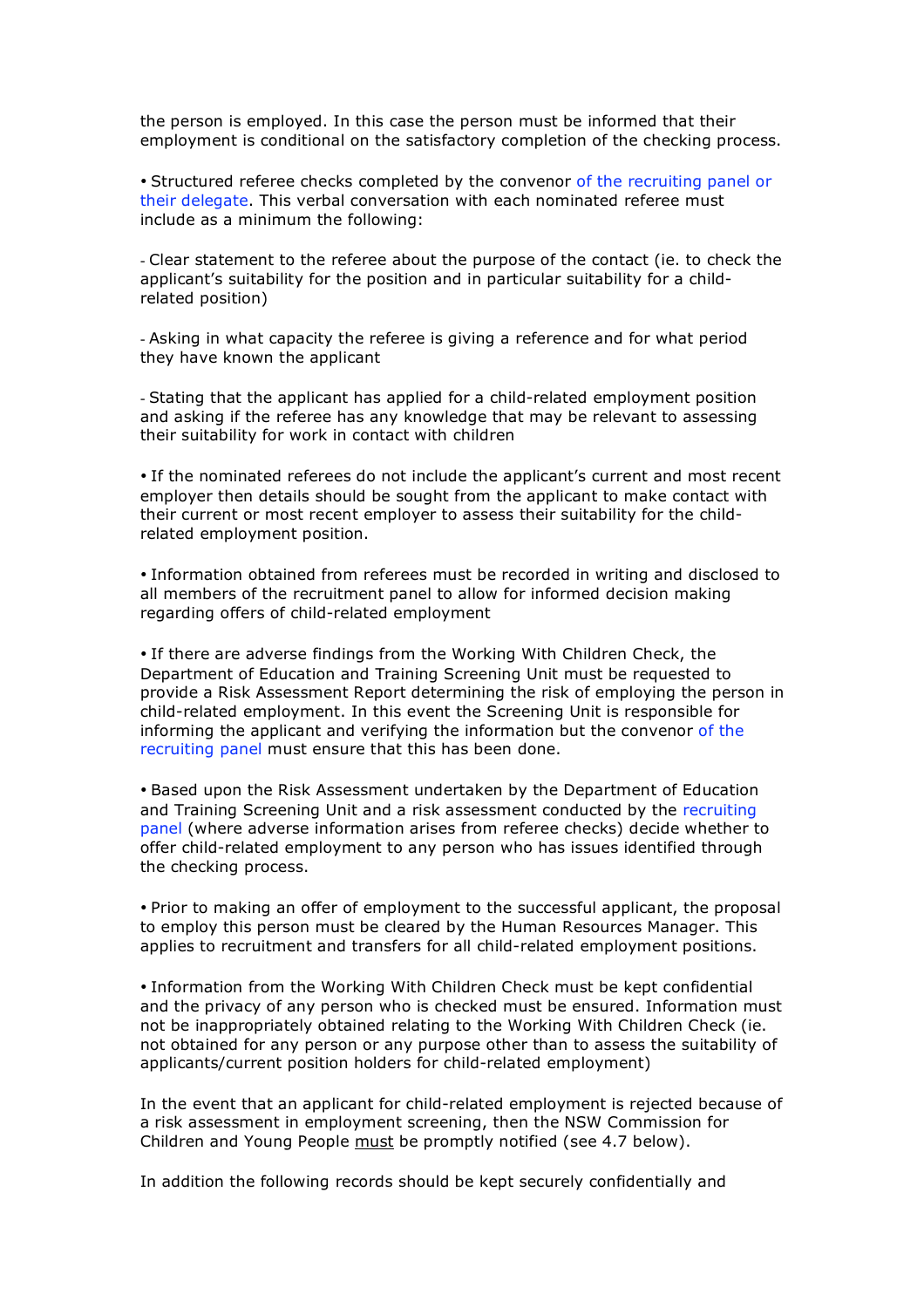the person is employed. In this case the person must be informed that their employment is conditional on the satisfactory completion of the checking process.

- Structured referee checks completed by the convenor of the recruiting panel or their delegate. This verbal conversation with each nominated referee must include as a minimum the following:

  - Clear statement to the referee about the purpose of the contact (ie. to check the applicant's suitability for the position and in particular suitability for a child-related position)

  - Asking in what capacity the referee is giving a reference and for what period they have known the applicant

  - Stating that the applicant has applied for a child-related employment position and asking if the referee has any knowledge that may be relevant to assessing their suitability for work in contact with children

- If the nominated referees do not include the applicant's current and most recent employer then details should be sought from the applicant to make contact with their current or most recent employer to assess their suitability for the child-related employment position.

- Information obtained from referees must be recorded in writing and disclosed to all members of the recruitment panel to allow for informed decision making regarding offers of child-related employment

- If there are adverse findings from the Working With Children Check, the Department of Education and Training Screening Unit must be requested to provide a Risk Assessment Report determining the risk of employing the person in child-related employment. In this event the Screening Unit is responsible for informing the applicant and verifying the information but the convenor of the recruiting panel must ensure that this has been done.

- Based upon the Risk Assessment undertaken by the Department of Education and Training Screening Unit and a risk assessment conducted by the recruiting panel (where adverse information arises from referee checks) decide whether to offer child-related employment to any person who has issues identified through the checking process.

- Prior to making an offer of employment to the successful applicant, the proposal to employ this person must be cleared by the Human Resources Manager. This applies to recruitment and transfers for all child-related employment positions.

- Information from the Working With Children Check must be kept confidential and the privacy of any person who is checked must be ensured. Information must not be inappropriately obtained relating to the Working With Children Check (ie. not obtained for any person or any purpose other than to assess the suitability of applicants/current position holders for child-related employment)

In the event that an applicant for child-related employment is rejected because of a risk assessment in employment screening, then the NSW Commission for Children and Young People must be promptly notified (see 4.7 below).

In addition the following records should be kept securely confidentially and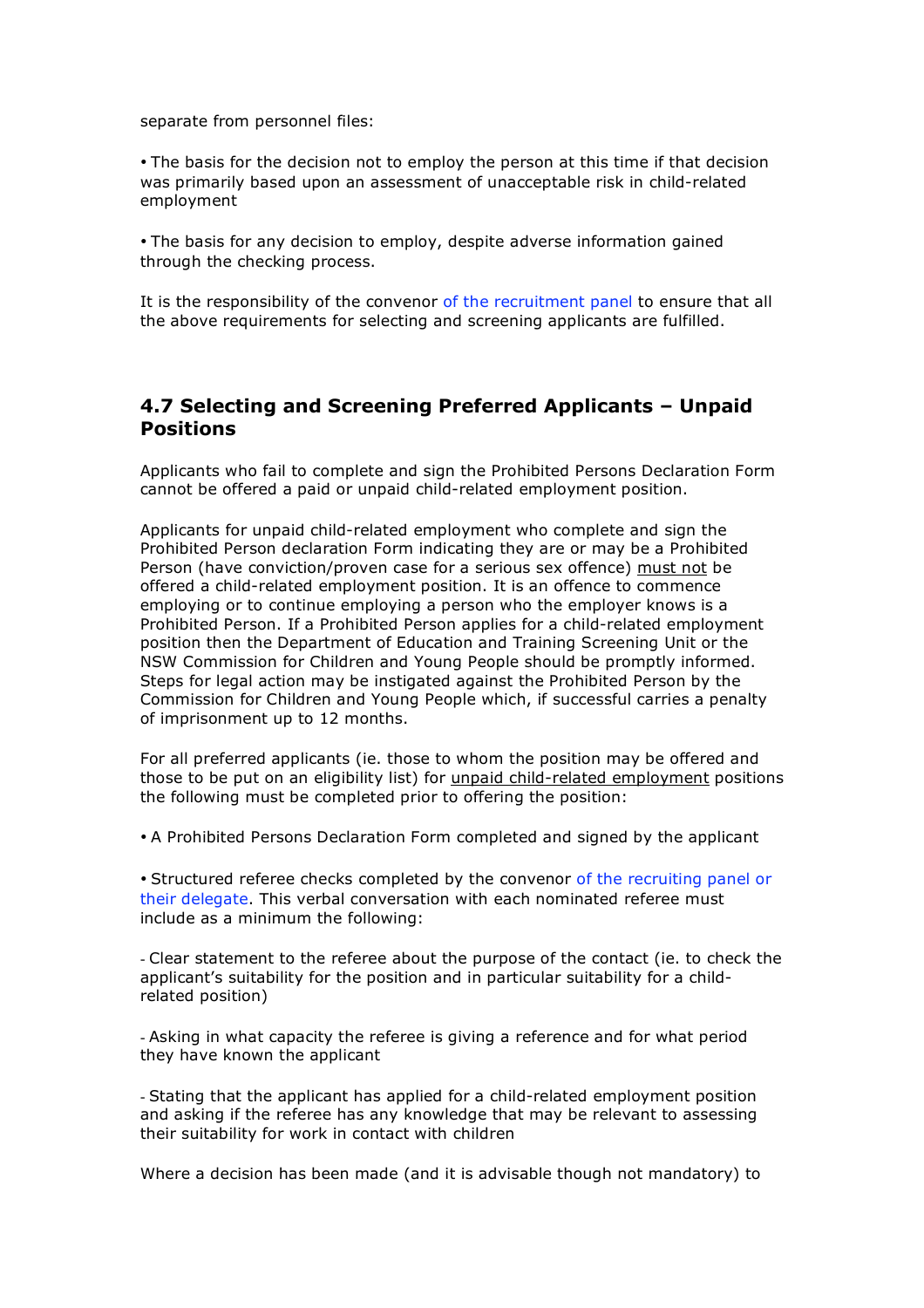separate from personnel files:

• The basis for the decision not to employ the person at this time if that decision was primarily based upon an assessment of unacceptable risk in child-related employment

• The basis for any decision to employ, despite adverse information gained through the checking process.

It is the responsibility of the convenor of the recruitment panel to ensure that all the above requirements for selecting and screening applicants are fulfilled.

## 4.7 Selecting and Screening Preferred Applicants – Unpaid Positions

Applicants who fail to complete and sign the Prohibited Persons Declaration Form cannot be offered a paid or unpaid child-related employment position.

Applicants for unpaid child-related employment who complete and sign the Prohibited Person declaration Form indicating they are or may be a Prohibited Person (have conviction/proven case for a serious sex offence) must not be offered a child-related employment position. It is an offence to commence employing or to continue employing a person who the employer knows is a Prohibited Person. If a Prohibited Person applies for a child-related employment position then the Department of Education and Training Screening Unit or the NSW Commission for Children and Young People should be promptly informed. Steps for legal action may be instigated against the Prohibited Person by the Commission for Children and Young People which, if successful carries a penalty of imprisonment up to 12 months.

For all preferred applicants (ie. those to whom the position may be offered and those to be put on an eligibility list) for unpaid child-related employment positions the following must be completed prior to offering the position:

• A Prohibited Persons Declaration Form completed and signed by the applicant

• Structured referee checks completed by the convenor of the recruiting panel or their delegate. This verbal conversation with each nominated referee must include as a minimum the following:

- Clear statement to the referee about the purpose of the contact (ie. to check the applicant's suitability for the position and in particular suitability for a child-related position)

- Asking in what capacity the referee is giving a reference and for what period they have known the applicant

- Stating that the applicant has applied for a child-related employment position and asking if the referee has any knowledge that may be relevant to assessing their suitability for work in contact with children

Where a decision has been made (and it is advisable though not mandatory) to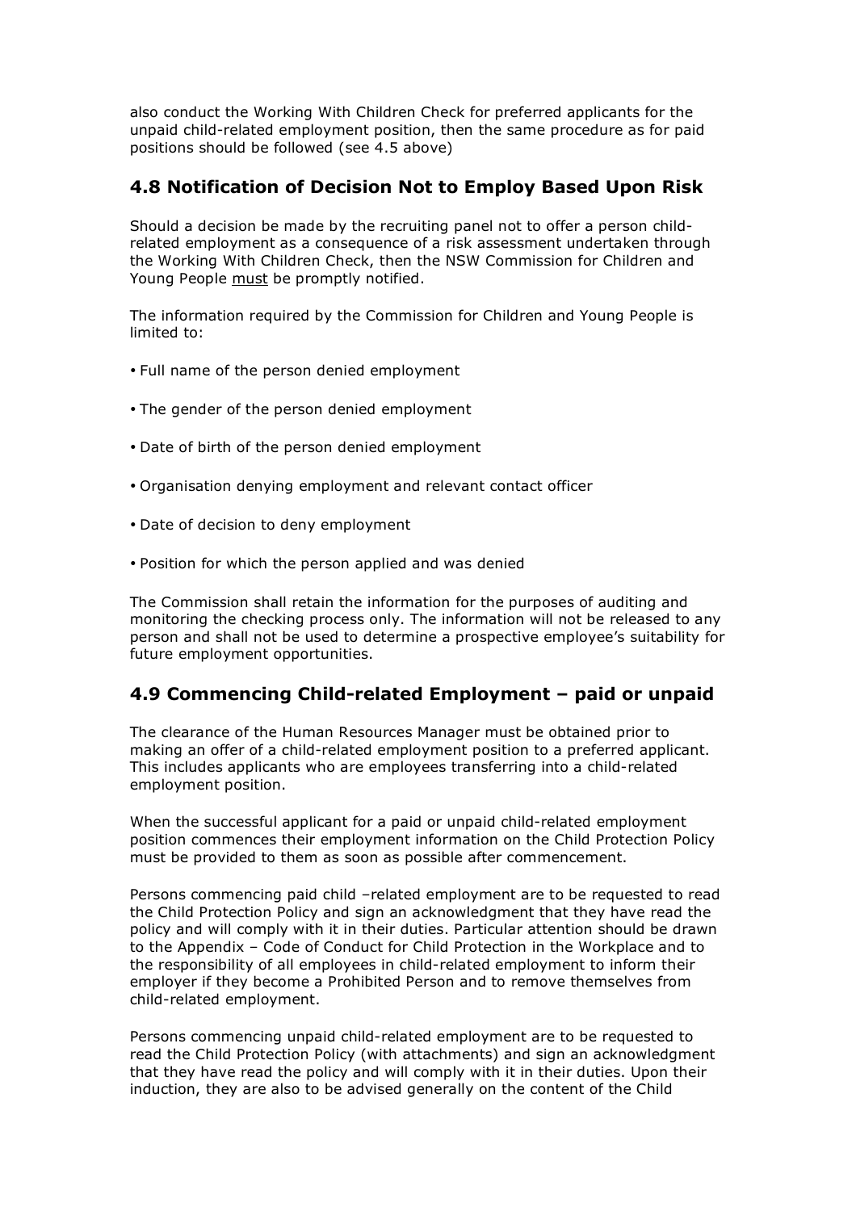also conduct the Working With Children Check for preferred applicants for the unpaid child-related employment position, then the same procedure as for paid positions should be followed (see 4.5 above)

## 4.8 Notification of Decision Not to Employ Based Upon Risk

Should a decision be made by the recruiting panel not to offer a person child-related employment as a consequence of a risk assessment undertaken through the Working With Children Check, then the NSW Commission for Children and Young People must be promptly notified.

The information required by the Commission for Children and Young People is limited to:

- Full name of the person denied employment
- The gender of the person denied employment
- Date of birth of the person denied employment
- Organisation denying employment and relevant contact officer
- Date of decision to deny employment
- Position for which the person applied and was denied

The Commission shall retain the information for the purposes of auditing and monitoring the checking process only. The information will not be released to any person and shall not be used to determine a prospective employee's suitability for future employment opportunities.

## 4.9 Commencing Child-related Employment – paid or unpaid

The clearance of the Human Resources Manager must be obtained prior to making an offer of a child-related employment position to a preferred applicant. This includes applicants who are employees transferring into a child-related employment position.

When the successful applicant for a paid or unpaid child-related employment position commences their employment information on the Child Protection Policy must be provided to them as soon as possible after commencement.

Persons commencing paid child –related employment are to be requested to read the Child Protection Policy and sign an acknowledgment that they have read the policy and will comply with it in their duties. Particular attention should be drawn to the Appendix – Code of Conduct for Child Protection in the Workplace and to the responsibility of all employees in child-related employment to inform their employer if they become a Prohibited Person and to remove themselves from child-related employment.

Persons commencing unpaid child-related employment are to be requested to read the Child Protection Policy (with attachments) and sign an acknowledgment that they have read the policy and will comply with it in their duties. Upon their induction, they are also to be advised generally on the content of the Child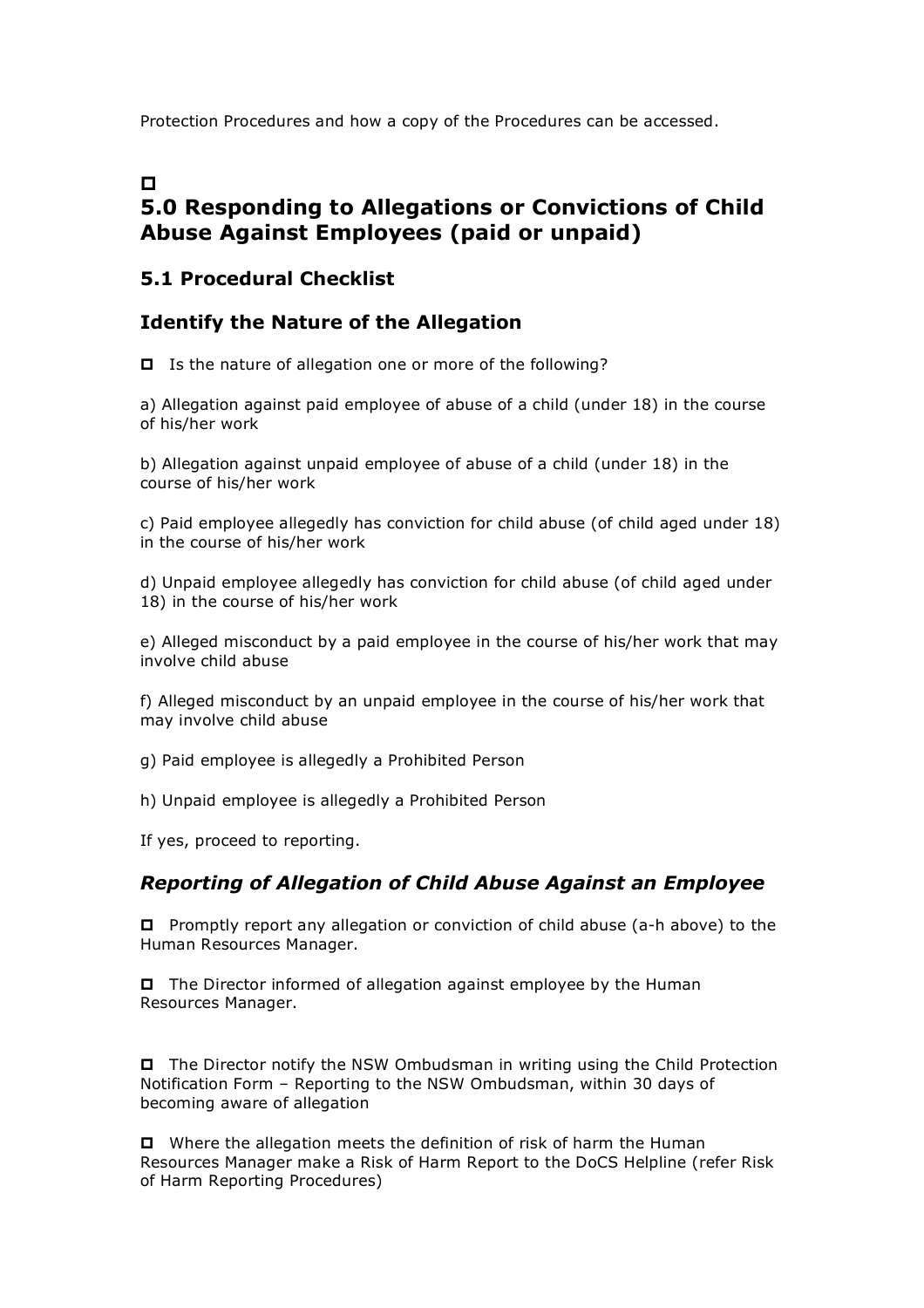Protection Procedures and how a copy of the Procedures can be accessed.

□

# 5.0 Responding to Allegations or Convictions of Child Abuse Against Employees (paid or unpaid)

## 5.1 Procedural Checklist

## Identify the Nature of the Allegation

□ Is the nature of allegation one or more of the following?

a) Allegation against paid employee of abuse of a child (under 18) in the course of his/her work

b) Allegation against unpaid employee of abuse of a child (under 18) in the course of his/her work

c) Paid employee allegedly has conviction for child abuse (of child aged under 18) in the course of his/her work

d) Unpaid employee allegedly has conviction for child abuse (of child aged under 18) in the course of his/her work

e) Alleged misconduct by a paid employee in the course of his/her work that may involve child abuse

f) Alleged misconduct by an unpaid employee in the course of his/her work that may involve child abuse

g) Paid employee is allegedly a Prohibited Person

h) Unpaid employee is allegedly a Prohibited Person

If yes, proceed to reporting.

## *Reporting of Allegation of Child Abuse Against an Employee*

□ Promptly report any allegation or conviction of child abuse (a-h above) to the Human Resources Manager.

□ The Director informed of allegation against employee by the Human Resources Manager.

□ The Director notify the NSW Ombudsman in writing using the Child Protection Notification Form – Reporting to the NSW Ombudsman, within 30 days of becoming aware of allegation

□ Where the allegation meets the definition of risk of harm the Human Resources Manager make a Risk of Harm Report to the DoCS Helpline (refer Risk of Harm Reporting Procedures)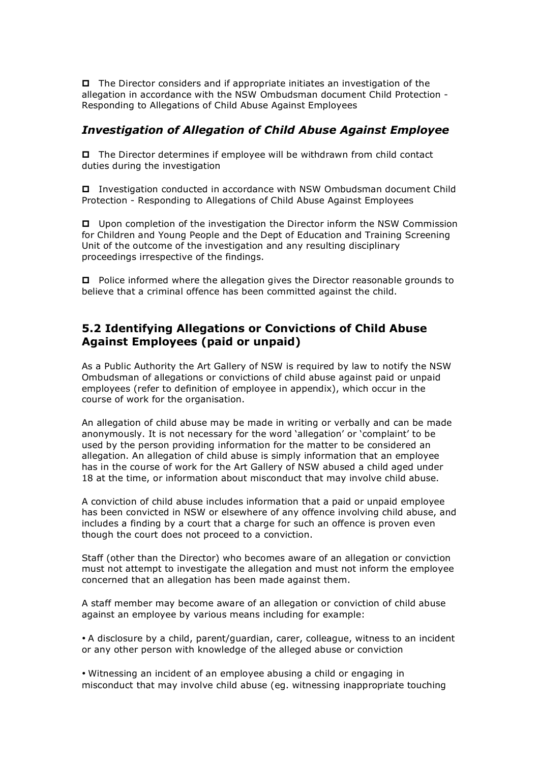- The Director considers and if appropriate initiates an investigation of the allegation in accordance with the NSW Ombudsman document Child Protection - Responding to Allegations of Child Abuse Against Employees

### *Investigation of Allegation of Child Abuse Against Employee*

- The Director determines if employee will be withdrawn from child contact duties during the investigation

- Investigation conducted in accordance with NSW Ombudsman document Child Protection - Responding to Allegations of Child Abuse Against Employees

- Upon completion of the investigation the Director inform the NSW Commission for Children and Young People and the Dept of Education and Training Screening Unit of the outcome of the investigation and any resulting disciplinary proceedings irrespective of the findings.

- Police informed where the allegation gives the Director reasonable grounds to believe that a criminal offence has been committed against the child.

## 5.2 Identifying Allegations or Convictions of Child Abuse Against Employees (paid or unpaid)

As a Public Authority the Art Gallery of NSW is required by law to notify the NSW Ombudsman of allegations or convictions of child abuse against paid or unpaid employees (refer to definition of employee in appendix), which occur in the course of work for the organisation.

An allegation of child abuse may be made in writing or verbally and can be made anonymously. It is not necessary for the word 'allegation' or 'complaint' to be used by the person providing information for the matter to be considered an allegation. An allegation of child abuse is simply information that an employee has in the course of work for the Art Gallery of NSW abused a child aged under 18 at the time, or information about misconduct that may involve child abuse.

A conviction of child abuse includes information that a paid or unpaid employee has been convicted in NSW or elsewhere of any offence involving child abuse, and includes a finding by a court that a charge for such an offence is proven even though the court does not proceed to a conviction.

Staff (other than the Director) who becomes aware of an allegation or conviction must not attempt to investigate the allegation and must not inform the employee concerned that an allegation has been made against them.

A staff member may become aware of an allegation or conviction of child abuse against an employee by various means including for example:

- A disclosure by a child, parent/guardian, carer, colleague, witness to an incident or any other person with knowledge of the alleged abuse or conviction

- Witnessing an incident of an employee abusing a child or engaging in misconduct that may involve child abuse (eg. witnessing inappropriate touching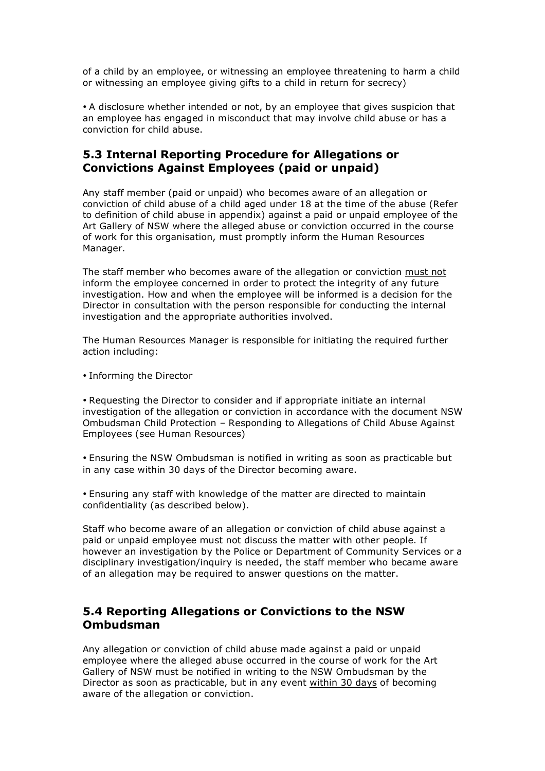of a child by an employee, or witnessing an employee threatening to harm a child or witnessing an employee giving gifts to a child in return for secrecy)

- A disclosure whether intended or not, by an employee that gives suspicion that an employee has engaged in misconduct that may involve child abuse or has a conviction for child abuse.

## 5.3 Internal Reporting Procedure for Allegations or Convictions Against Employees (paid or unpaid)

Any staff member (paid or unpaid) who becomes aware of an allegation or conviction of child abuse of a child aged under 18 at the time of the abuse (Refer to definition of child abuse in appendix) against a paid or unpaid employee of the Art Gallery of NSW where the alleged abuse or conviction occurred in the course of work for this organisation, must promptly inform the Human Resources Manager.

The staff member who becomes aware of the allegation or conviction <u>must not</u> inform the employee concerned in order to protect the integrity of any future investigation. How and when the employee will be informed is a decision for the Director in consultation with the person responsible for conducting the internal investigation and the appropriate authorities involved.

The Human Resources Manager is responsible for initiating the required further action including:

- Informing the Director

- Requesting the Director to consider and if appropriate initiate an internal investigation of the allegation or conviction in accordance with the document NSW Ombudsman Child Protection – Responding to Allegations of Child Abuse Against Employees (see Human Resources)

- Ensuring the NSW Ombudsman is notified in writing as soon as practicable but in any case within 30 days of the Director becoming aware.

- Ensuring any staff with knowledge of the matter are directed to maintain confidentiality (as described below).

Staff who become aware of an allegation or conviction of child abuse against a paid or unpaid employee must not discuss the matter with other people. If however an investigation by the Police or Department of Community Services or a disciplinary investigation/inquiry is needed, the staff member who became aware of an allegation may be required to answer questions on the matter.

## 5.4 Reporting Allegations or Convictions to the NSW Ombudsman

Any allegation or conviction of child abuse made against a paid or unpaid employee where the alleged abuse occurred in the course of work for the Art Gallery of NSW must be notified in writing to the NSW Ombudsman by the Director as soon as practicable, but in any event <u>within 30 days</u> of becoming aware of the allegation or conviction.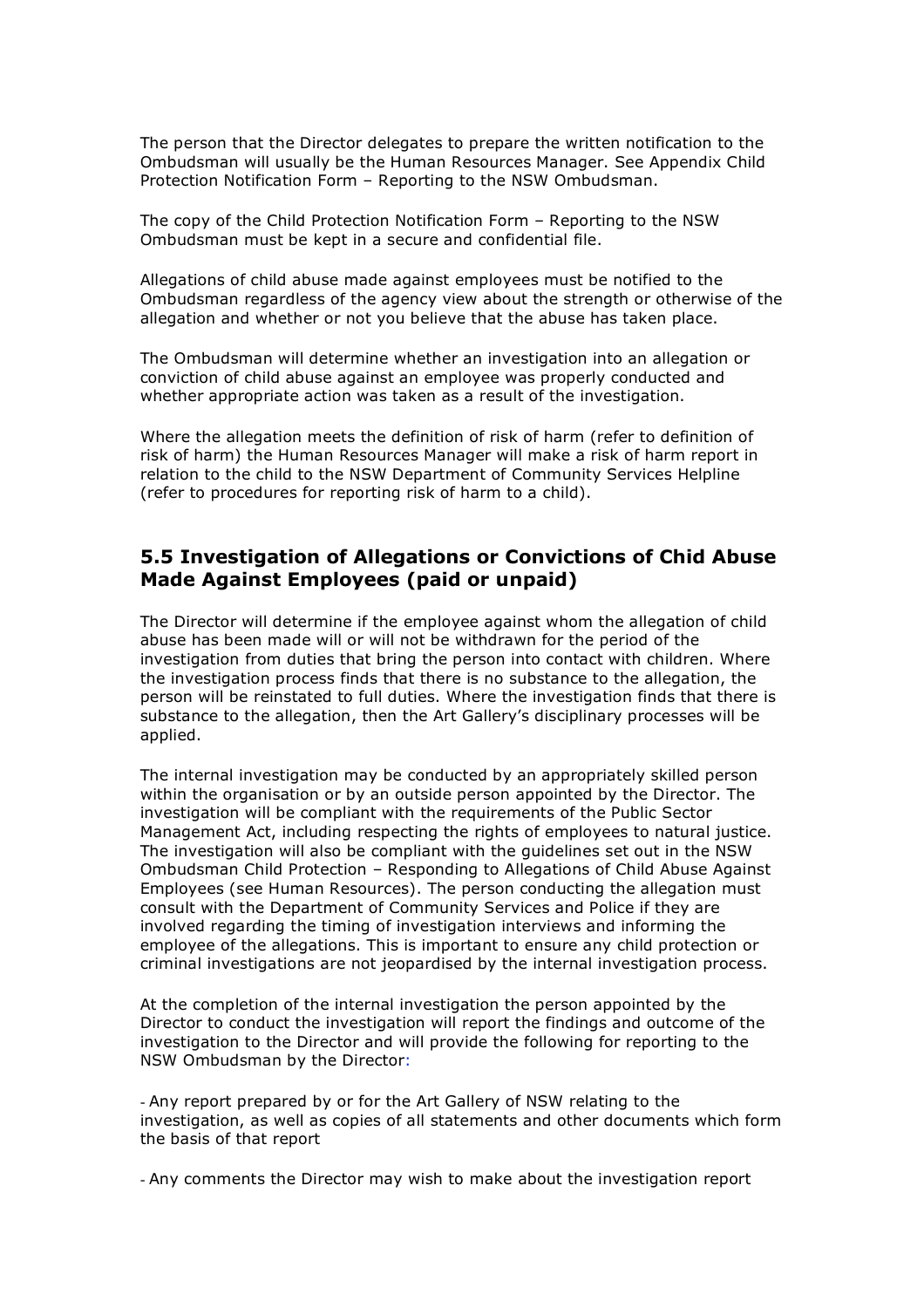The person that the Director delegates to prepare the written notification to the Ombudsman will usually be the Human Resources Manager. See Appendix Child Protection Notification Form – Reporting to the NSW Ombudsman.

The copy of the Child Protection Notification Form – Reporting to the NSW Ombudsman must be kept in a secure and confidential file.

Allegations of child abuse made against employees must be notified to the Ombudsman regardless of the agency view about the strength or otherwise of the allegation and whether or not you believe that the abuse has taken place.

The Ombudsman will determine whether an investigation into an allegation or conviction of child abuse against an employee was properly conducted and whether appropriate action was taken as a result of the investigation.

Where the allegation meets the definition of risk of harm (refer to definition of risk of harm) the Human Resources Manager will make a risk of harm report in relation to the child to the NSW Department of Community Services Helpline (refer to procedures for reporting risk of harm to a child).

## 5.5 Investigation of Allegations or Convictions of Chid Abuse Made Against Employees (paid or unpaid)

The Director will determine if the employee against whom the allegation of child abuse has been made will or will not be withdrawn for the period of the investigation from duties that bring the person into contact with children. Where the investigation process finds that there is no substance to the allegation, the person will be reinstated to full duties. Where the investigation finds that there is substance to the allegation, then the Art Gallery's disciplinary processes will be applied.

The internal investigation may be conducted by an appropriately skilled person within the organisation or by an outside person appointed by the Director. The investigation will be compliant with the requirements of the Public Sector Management Act, including respecting the rights of employees to natural justice. The investigation will also be compliant with the guidelines set out in the NSW Ombudsman Child Protection – Responding to Allegations of Child Abuse Against Employees (see Human Resources). The person conducting the allegation must consult with the Department of Community Services and Police if they are involved regarding the timing of investigation interviews and informing the employee of the allegations. This is important to ensure any child protection or criminal investigations are not jeopardised by the internal investigation process.

At the completion of the internal investigation the person appointed by the Director to conduct the investigation will report the findings and outcome of the investigation to the Director and will provide the following for reporting to the NSW Ombudsman by the Director:

- Any report prepared by or for the Art Gallery of NSW relating to the investigation, as well as copies of all statements and other documents which form the basis of that report

- Any comments the Director may wish to make about the investigation report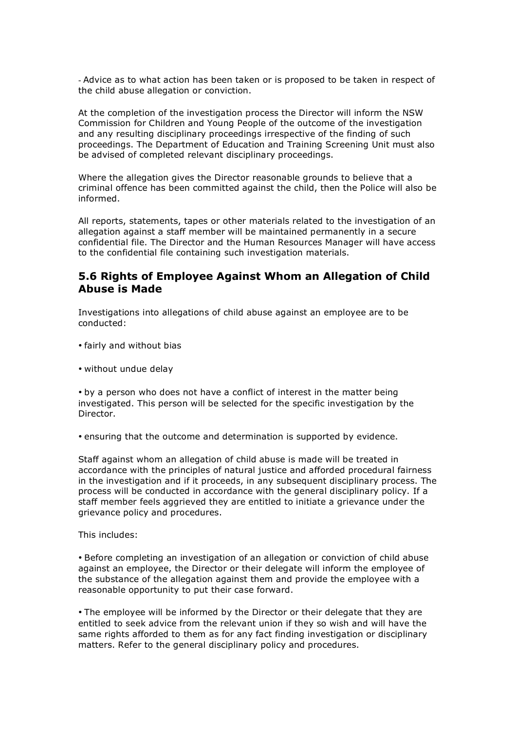- Advice as to what action has been taken or is proposed to be taken in respect of the child abuse allegation or conviction.

At the completion of the investigation process the Director will inform the NSW Commission for Children and Young People of the outcome of the investigation and any resulting disciplinary proceedings irrespective of the finding of such proceedings. The Department of Education and Training Screening Unit must also be advised of completed relevant disciplinary proceedings.

Where the allegation gives the Director reasonable grounds to believe that a criminal offence has been committed against the child, then the Police will also be informed.

All reports, statements, tapes or other materials related to the investigation of an allegation against a staff member will be maintained permanently in a secure confidential file. The Director and the Human Resources Manager will have access to the confidential file containing such investigation materials.

## 5.6 Rights of Employee Against Whom an Allegation of Child Abuse is Made

Investigations into allegations of child abuse against an employee are to be conducted:

- fairly and without bias
- without undue delay
- by a person who does not have a conflict of interest in the matter being investigated. This person will be selected for the specific investigation by the Director.
- ensuring that the outcome and determination is supported by evidence.

Staff against whom an allegation of child abuse is made will be treated in accordance with the principles of natural justice and afforded procedural fairness in the investigation and if it proceeds, in any subsequent disciplinary process. The process will be conducted in accordance with the general disciplinary policy. If a staff member feels aggrieved they are entitled to initiate a grievance under the grievance policy and procedures.

This includes:

- Before completing an investigation of an allegation or conviction of child abuse against an employee, the Director or their delegate will inform the employee of the substance of the allegation against them and provide the employee with a reasonable opportunity to put their case forward.
- The employee will be informed by the Director or their delegate that they are entitled to seek advice from the relevant union if they so wish and will have the same rights afforded to them as for any fact finding investigation or disciplinary matters. Refer to the general disciplinary policy and procedures.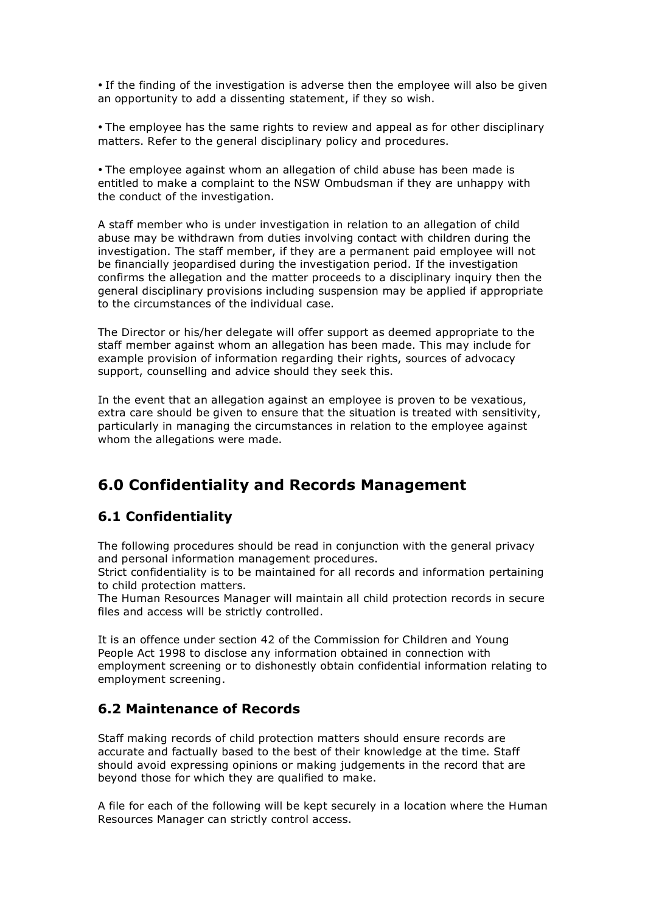- If the finding of the investigation is adverse then the employee will also be given an opportunity to add a dissenting statement, if they so wish.

- The employee has the same rights to review and appeal as for other disciplinary matters. Refer to the general disciplinary policy and procedures.

- The employee against whom an allegation of child abuse has been made is entitled to make a complaint to the NSW Ombudsman if they are unhappy with the conduct of the investigation.

A staff member who is under investigation in relation to an allegation of child abuse may be withdrawn from duties involving contact with children during the investigation. The staff member, if they are a permanent paid employee will not be financially jeopardised during the investigation period. If the investigation confirms the allegation and the matter proceeds to a disciplinary inquiry then the general disciplinary provisions including suspension may be applied if appropriate to the circumstances of the individual case.

The Director or his/her delegate will offer support as deemed appropriate to the staff member against whom an allegation has been made. This may include for example provision of information regarding their rights, sources of advocacy support, counselling and advice should they seek this.

In the event that an allegation against an employee is proven to be vexatious, extra care should be given to ensure that the situation is treated with sensitivity, particularly in managing the circumstances in relation to the employee against whom the allegations were made.

## 6.0 Confidentiality and Records Management

### 6.1 Confidentiality

The following procedures should be read in conjunction with the general privacy and personal information management procedures.
Strict confidentiality is to be maintained for all records and information pertaining to child protection matters.
The Human Resources Manager will maintain all child protection records in secure files and access will be strictly controlled.

It is an offence under section 42 of the Commission for Children and Young People Act 1998 to disclose any information obtained in connection with employment screening or to dishonestly obtain confidential information relating to employment screening.

### 6.2 Maintenance of Records

Staff making records of child protection matters should ensure records are accurate and factually based to the best of their knowledge at the time. Staff should avoid expressing opinions or making judgements in the record that are beyond those for which they are qualified to make.

A file for each of the following will be kept securely in a location where the Human Resources Manager can strictly control access.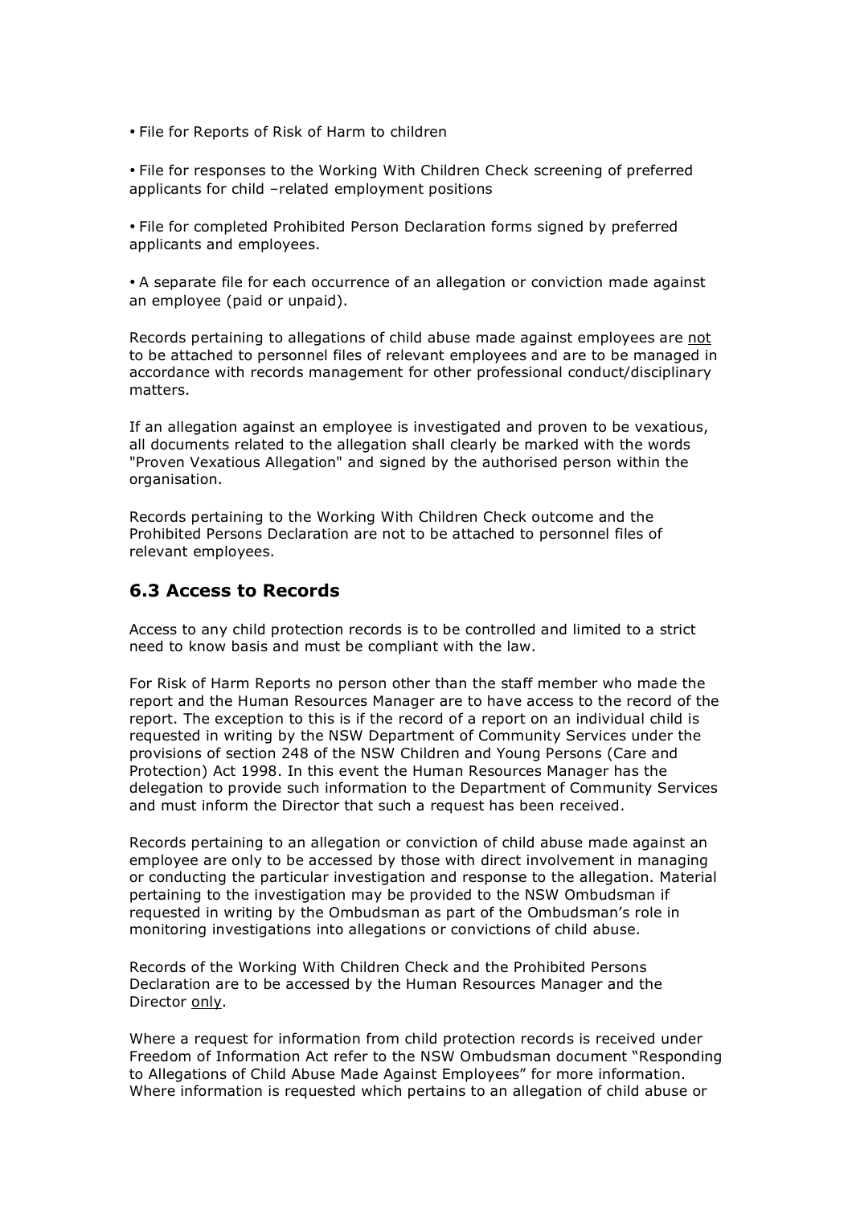- File for Reports of Risk of Harm to children

- File for responses to the Working With Children Check screening of preferred applicants for child –related employment positions

- File for completed Prohibited Person Declaration forms signed by preferred applicants and employees.

- A separate file for each occurrence of an allegation or conviction made against an employee (paid or unpaid).

Records pertaining to allegations of child abuse made against employees are <u>not</u> to be attached to personnel files of relevant employees and are to be managed in accordance with records management for other professional conduct/disciplinary matters.

If an allegation against an employee is investigated and proven to be vexatious, all documents related to the allegation shall clearly be marked with the words "Proven Vexatious Allegation" and signed by the authorised person within the organisation.

Records pertaining to the Working With Children Check outcome and the Prohibited Persons Declaration are not to be attached to personnel files of relevant employees.

## 6.3 Access to Records

Access to any child protection records is to be controlled and limited to a strict need to know basis and must be compliant with the law.

For Risk of Harm Reports no person other than the staff member who made the report and the Human Resources Manager are to have access to the record of the report. The exception to this is if the record of a report on an individual child is requested in writing by the NSW Department of Community Services under the provisions of section 248 of the NSW Children and Young Persons (Care and Protection) Act 1998. In this event the Human Resources Manager has the delegation to provide such information to the Department of Community Services and must inform the Director that such a request has been received.

Records pertaining to an allegation or conviction of child abuse made against an employee are only to be accessed by those with direct involvement in managing or conducting the particular investigation and response to the allegation. Material pertaining to the investigation may be provided to the NSW Ombudsman if requested in writing by the Ombudsman as part of the Ombudsman's role in monitoring investigations into allegations or convictions of child abuse.

Records of the Working With Children Check and the Prohibited Persons Declaration are to be accessed by the Human Resources Manager and the Director <u>only</u>.

Where a request for information from child protection records is received under Freedom of Information Act refer to the NSW Ombudsman document "Responding to Allegations of Child Abuse Made Against Employees" for more information. Where information is requested which pertains to an allegation of child abuse or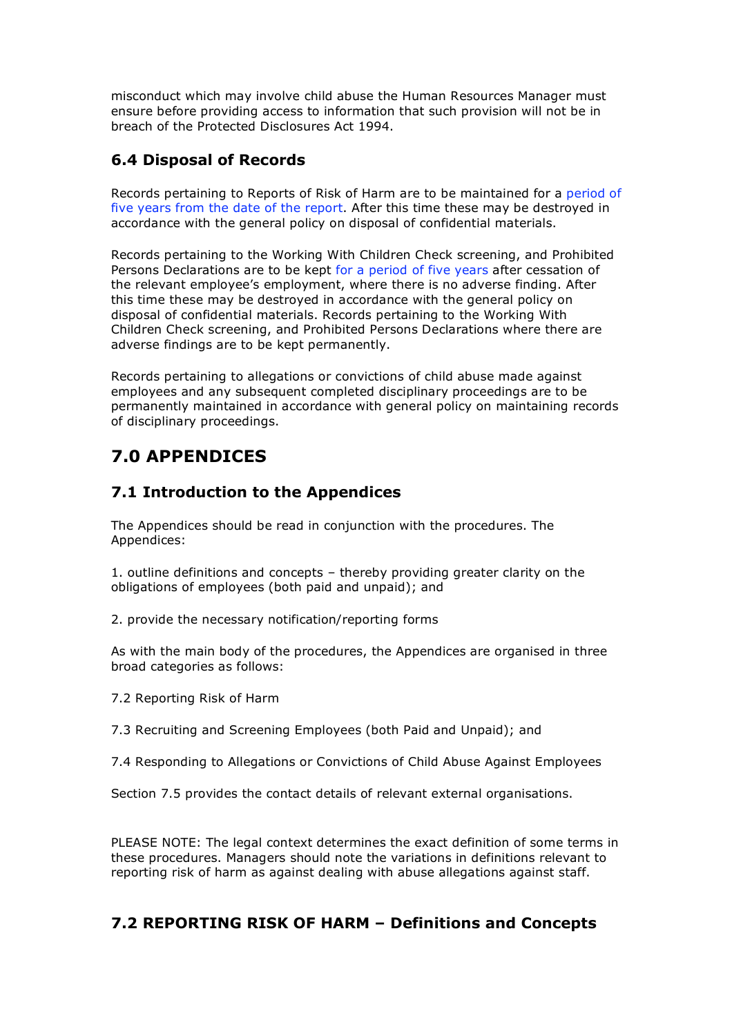misconduct which may involve child abuse the Human Resources Manager must ensure before providing access to information that such provision will not be in breach of the Protected Disclosures Act 1994.

### 6.4 Disposal of Records

Records pertaining to Reports of Risk of Harm are to be maintained for a period of five years from the date of the report. After this time these may be destroyed in accordance with the general policy on disposal of confidential materials.

Records pertaining to the Working With Children Check screening, and Prohibited Persons Declarations are to be kept for a period of five years after cessation of the relevant employee's employment, where there is no adverse finding. After this time these may be destroyed in accordance with the general policy on disposal of confidential materials. Records pertaining to the Working With Children Check screening, and Prohibited Persons Declarations where there are adverse findings are to be kept permanently.

Records pertaining to allegations or convictions of child abuse made against employees and any subsequent completed disciplinary proceedings are to be permanently maintained in accordance with general policy on maintaining records of disciplinary proceedings.

## 7.0 APPENDICES

### 7.1 Introduction to the Appendices

The Appendices should be read in conjunction with the procedures. The Appendices:

1. outline definitions and concepts – thereby providing greater clarity on the obligations of employees (both paid and unpaid); and

2. provide the necessary notification/reporting forms

As with the main body of the procedures, the Appendices are organised in three broad categories as follows:

7.2 Reporting Risk of Harm

7.3 Recruiting and Screening Employees (both Paid and Unpaid); and

7.4 Responding to Allegations or Convictions of Child Abuse Against Employees

Section 7.5 provides the contact details of relevant external organisations.

PLEASE NOTE: The legal context determines the exact definition of some terms in these procedures. Managers should note the variations in definitions relevant to reporting risk of harm as against dealing with abuse allegations against staff.

### 7.2 REPORTING RISK OF HARM – Definitions and Concepts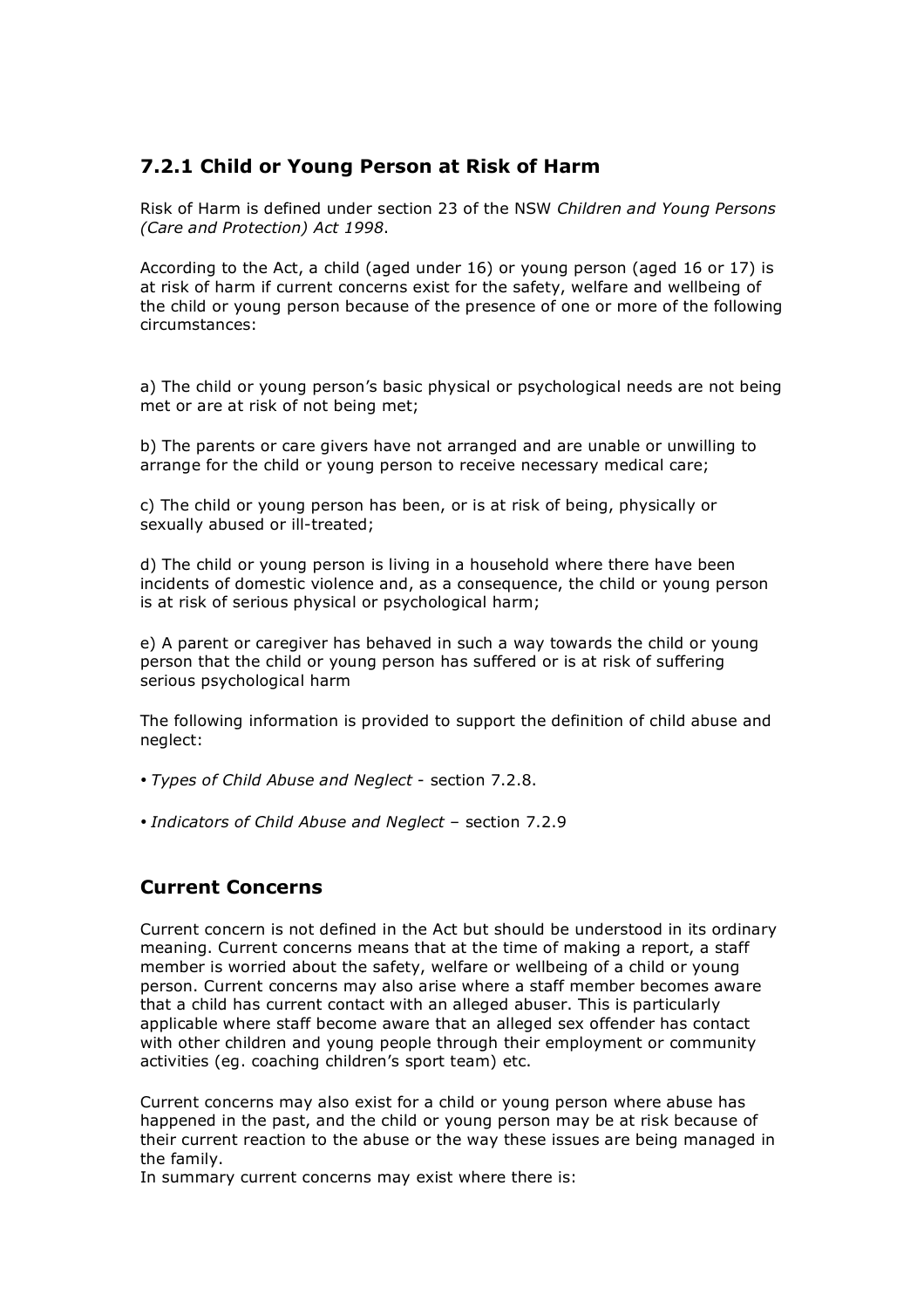## 7.2.1 Child or Young Person at Risk of Harm

Risk of Harm is defined under section 23 of the NSW *Children and Young Persons (Care and Protection) Act 1998*.

According to the Act, a child (aged under 16) or young person (aged 16 or 17) is at risk of harm if current concerns exist for the safety, welfare and wellbeing of the child or young person because of the presence of one or more of the following circumstances:

a) The child or young person's basic physical or psychological needs are not being met or are at risk of not being met;

b) The parents or care givers have not arranged and are unable or unwilling to arrange for the child or young person to receive necessary medical care;

c) The child or young person has been, or is at risk of being, physically or sexually abused or ill-treated;

d) The child or young person is living in a household where there have been incidents of domestic violence and, as a consequence, the child or young person is at risk of serious physical or psychological harm;

e) A parent or caregiver has behaved in such a way towards the child or young person that the child or young person has suffered or is at risk of suffering serious psychological harm

The following information is provided to support the definition of child abuse and neglect:

• *Types of Child Abuse and Neglect* - section 7.2.8.

• *Indicators of Child Abuse and Neglect* – section 7.2.9

## Current Concerns

Current concern is not defined in the Act but should be understood in its ordinary meaning. Current concerns means that at the time of making a report, a staff member is worried about the safety, welfare or wellbeing of a child or young person. Current concerns may also arise where a staff member becomes aware that a child has current contact with an alleged abuser. This is particularly applicable where staff become aware that an alleged sex offender has contact with other children and young people through their employment or community activities (eg. coaching children's sport team) etc.

Current concerns may also exist for a child or young person where abuse has happened in the past, and the child or young person may be at risk because of their current reaction to the abuse or the way these issues are being managed in the family.
In summary current concerns may exist where there is: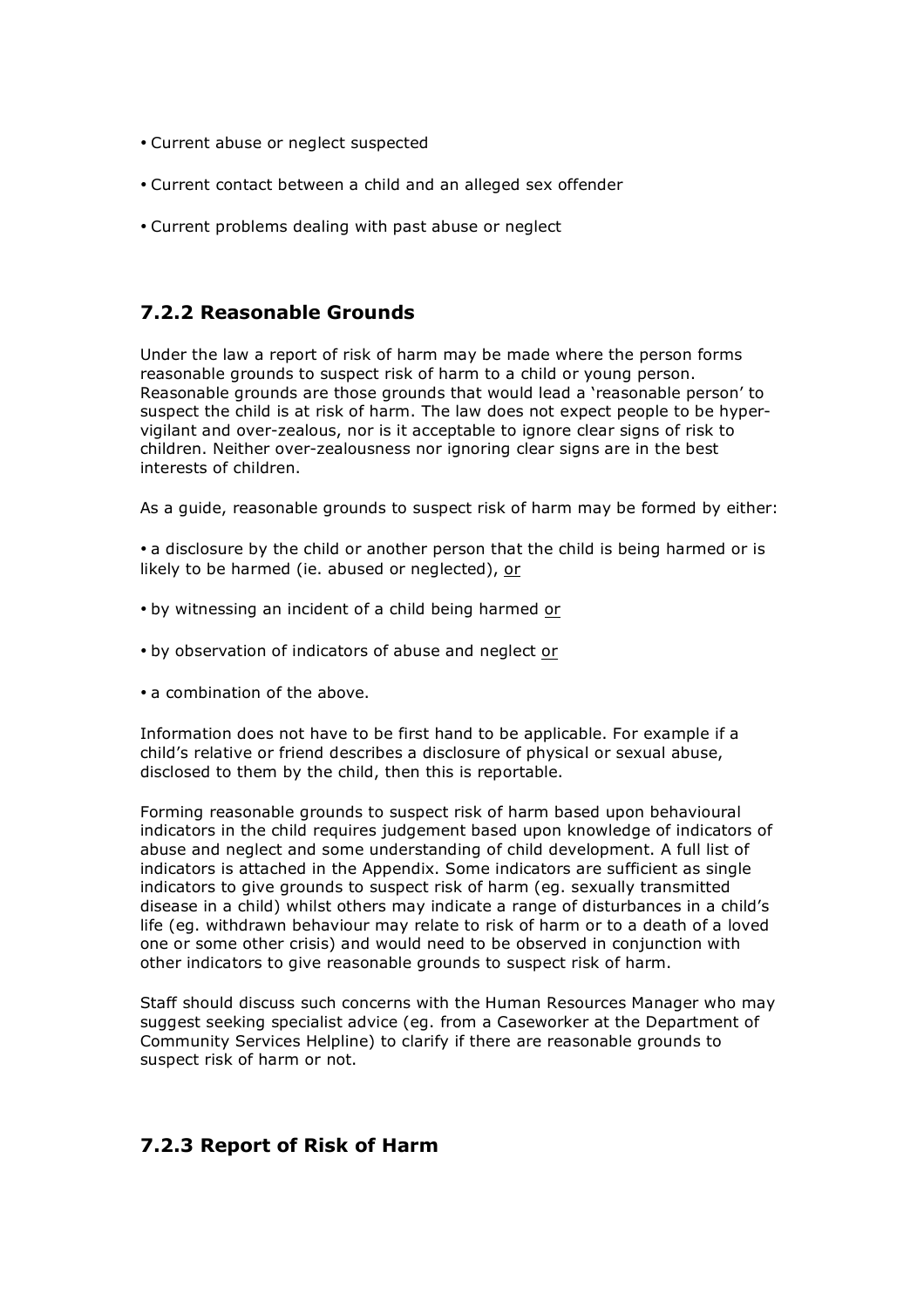- Current abuse or neglect suspected
- Current contact between a child and an alleged sex offender
- Current problems dealing with past abuse or neglect

### 7.2.2 Reasonable Grounds

Under the law a report of risk of harm may be made where the person forms reasonable grounds to suspect risk of harm to a child or young person. Reasonable grounds are those grounds that would lead a 'reasonable person' to suspect the child is at risk of harm. The law does not expect people to be hyper-vigilant and over-zealous, nor is it acceptable to ignore clear signs of risk to children. Neither over-zealousness nor ignoring clear signs are in the best interests of children.

As a guide, reasonable grounds to suspect risk of harm may be formed by either:

- a disclosure by the child or another person that the child is being harmed or is likely to be harmed (ie. abused or neglected), <u>or</u>
- by witnessing an incident of a child being harmed <u>or</u>
- by observation of indicators of abuse and neglect <u>or</u>
- a combination of the above.

Information does not have to be first hand to be applicable. For example if a child's relative or friend describes a disclosure of physical or sexual abuse, disclosed to them by the child, then this is reportable.

Forming reasonable grounds to suspect risk of harm based upon behavioural indicators in the child requires judgement based upon knowledge of indicators of abuse and neglect and some understanding of child development. A full list of indicators is attached in the Appendix. Some indicators are sufficient as single indicators to give grounds to suspect risk of harm (eg. sexually transmitted disease in a child) whilst others may indicate a range of disturbances in a child's life (eg. withdrawn behaviour may relate to risk of harm or to a death of a loved one or some other crisis) and would need to be observed in conjunction with other indicators to give reasonable grounds to suspect risk of harm.

Staff should discuss such concerns with the Human Resources Manager who may suggest seeking specialist advice (eg. from a Caseworker at the Department of Community Services Helpline) to clarify if there are reasonable grounds to suspect risk of harm or not.

### 7.2.3 Report of Risk of Harm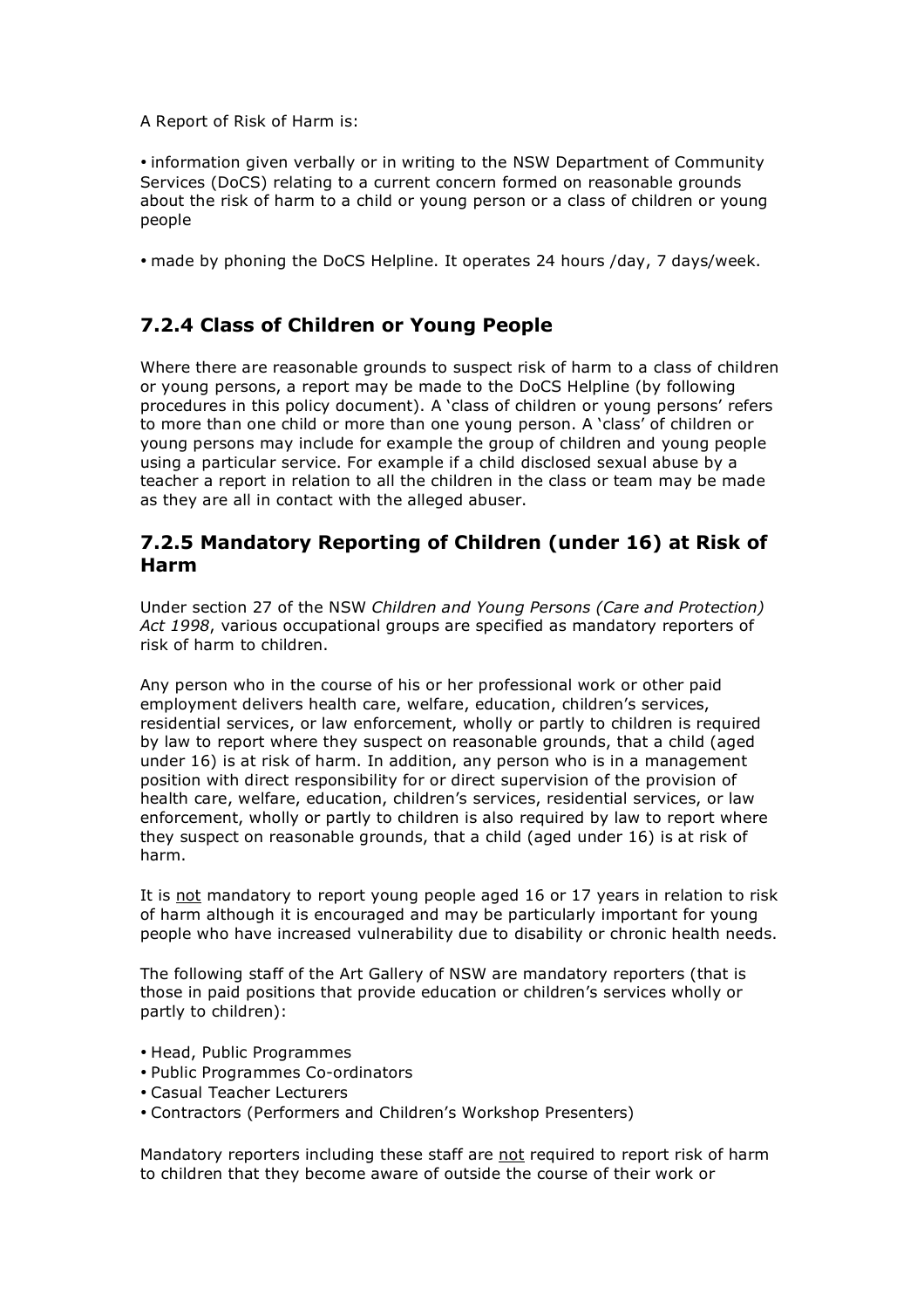A Report of Risk of Harm is:

- information given verbally or in writing to the NSW Department of Community Services (DoCS) relating to a current concern formed on reasonable grounds about the risk of harm to a child or young person or a class of children or young people
- made by phoning the DoCS Helpline. It operates 24 hours /day, 7 days/week.

### 7.2.4 Class of Children or Young People

Where there are reasonable grounds to suspect risk of harm to a class of children or young persons, a report may be made to the DoCS Helpline (by following procedures in this policy document). A 'class of children or young persons' refers to more than one child or more than one young person. A 'class' of children or young persons may include for example the group of children and young people using a particular service. For example if a child disclosed sexual abuse by a teacher a report in relation to all the children in the class or team may be made as they are all in contact with the alleged abuser.

### 7.2.5 Mandatory Reporting of Children (under 16) at Risk of Harm

Under section 27 of the NSW *Children and Young Persons (Care and Protection) Act 1998*, various occupational groups are specified as mandatory reporters of risk of harm to children.

Any person who in the course of his or her professional work or other paid employment delivers health care, welfare, education, children's services, residential services, or law enforcement, wholly or partly to children is required by law to report where they suspect on reasonable grounds, that a child (aged under 16) is at risk of harm. In addition, any person who is in a management position with direct responsibility for or direct supervision of the provision of health care, welfare, education, children's services, residential services, or law enforcement, wholly or partly to children is also required by law to report where they suspect on reasonable grounds, that a child (aged under 16) is at risk of harm.

It is <u>not</u> mandatory to report young people aged 16 or 17 years in relation to risk of harm although it is encouraged and may be particularly important for young people who have increased vulnerability due to disability or chronic health needs.

The following staff of the Art Gallery of NSW are mandatory reporters (that is those in paid positions that provide education or children's services wholly or partly to children):

- Head, Public Programmes
- Public Programmes Co-ordinators
- Casual Teacher Lecturers
- Contractors (Performers and Children's Workshop Presenters)

Mandatory reporters including these staff are <u>not</u> required to report risk of harm to children that they become aware of outside the course of their work or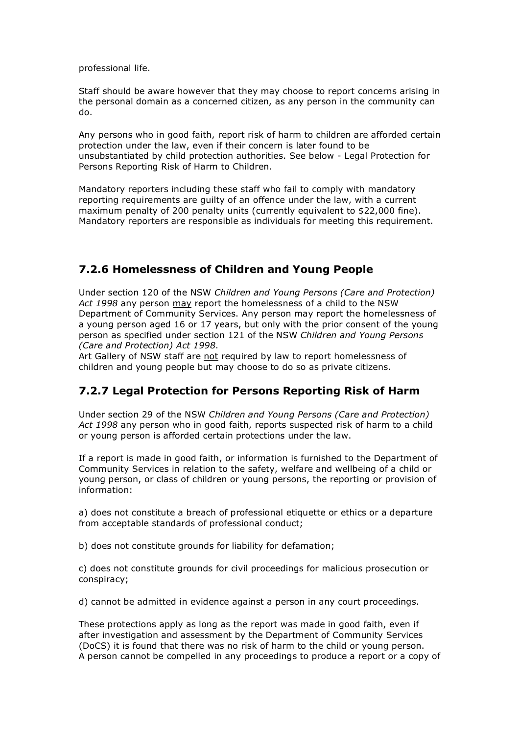professional life.

Staff should be aware however that they may choose to report concerns arising in the personal domain as a concerned citizen, as any person in the community can do.

Any persons who in good faith, report risk of harm to children are afforded certain protection under the law, even if their concern is later found to be unsubstantiated by child protection authorities. See below - Legal Protection for Persons Reporting Risk of Harm to Children.

Mandatory reporters including these staff who fail to comply with mandatory reporting requirements are guilty of an offence under the law, with a current maximum penalty of 200 penalty units (currently equivalent to $22,000 fine). Mandatory reporters are responsible as individuals for meeting this requirement.

## 7.2.6 Homelessness of Children and Young People

Under section 120 of the NSW *Children and Young Persons (Care and Protection) Act 1998* any person <u>may</u> report the homelessness of a child to the NSW Department of Community Services. Any person may report the homelessness of a young person aged 16 or 17 years, but only with the prior consent of the young person as specified under section 121 of the NSW *Children and Young Persons (Care and Protection) Act 1998*.
Art Gallery of NSW staff are <u>not</u> required by law to report homelessness of children and young people but may choose to do so as private citizens.

## 7.2.7 Legal Protection for Persons Reporting Risk of Harm

Under section 29 of the NSW *Children and Young Persons (Care and Protection) Act 1998* any person who in good faith, reports suspected risk of harm to a child or young person is afforded certain protections under the law.

If a report is made in good faith, or information is furnished to the Department of Community Services in relation to the safety, welfare and wellbeing of a child or young person, or class of children or young persons, the reporting or provision of information:

a) does not constitute a breach of professional etiquette or ethics or a departure from acceptable standards of professional conduct;

b) does not constitute grounds for liability for defamation;

c) does not constitute grounds for civil proceedings for malicious prosecution or conspiracy;

d) cannot be admitted in evidence against a person in any court proceedings.

These protections apply as long as the report was made in good faith, even if after investigation and assessment by the Department of Community Services (DoCS) it is found that there was no risk of harm to the child or young person.
A person cannot be compelled in any proceedings to produce a report or a copy of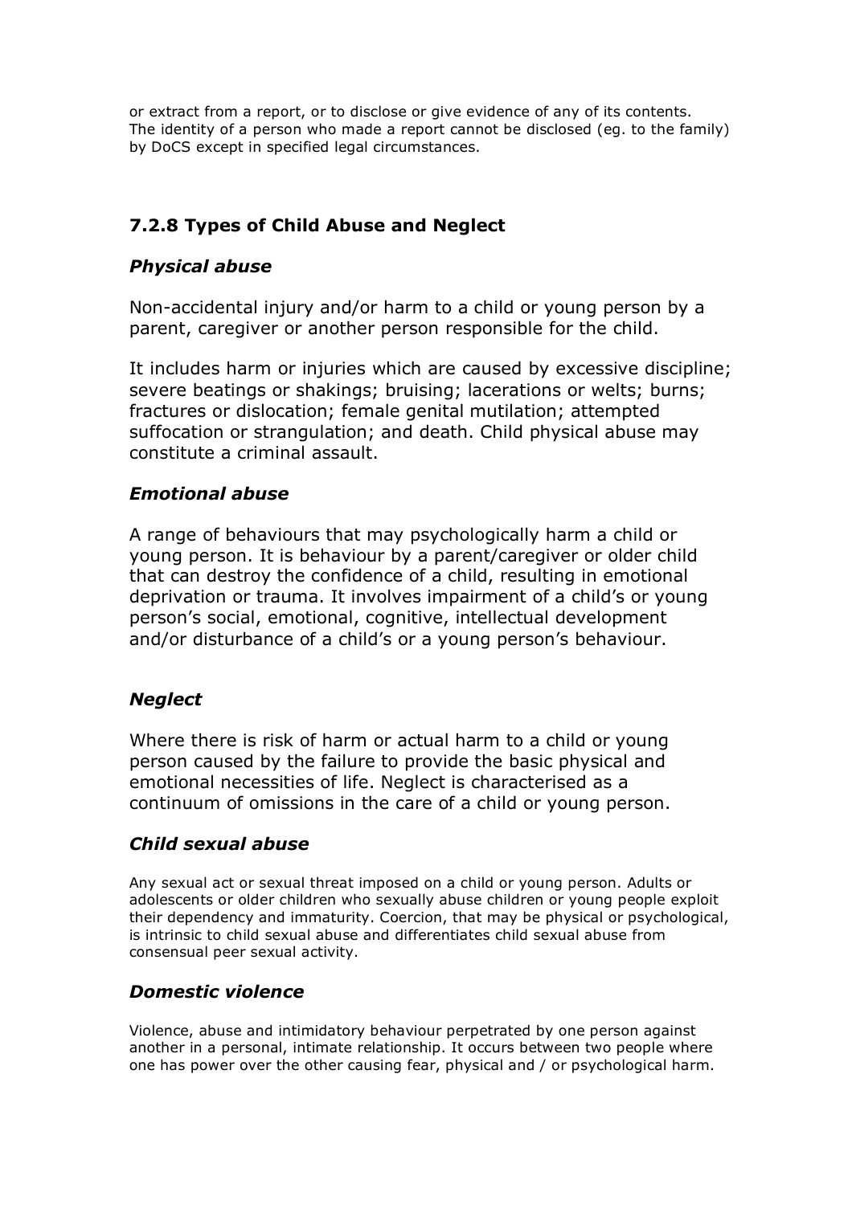or extract from a report, or to disclose or give evidence of any of its contents. The identity of a person who made a report cannot be disclosed (eg. to the family) by DoCS except in specified legal circumstances.

### 7.2.8 Types of Child Abuse and Neglect

#### *Physical abuse*

Non-accidental injury and/or harm to a child or young person by a parent, caregiver or another person responsible for the child.

It includes harm or injuries which are caused by excessive discipline; severe beatings or shakings; bruising; lacerations or welts; burns; fractures or dislocation; female genital mutilation; attempted suffocation or strangulation; and death. Child physical abuse may constitute a criminal assault.

#### *Emotional abuse*

A range of behaviours that may psychologically harm a child or young person. It is behaviour by a parent/caregiver or older child that can destroy the confidence of a child, resulting in emotional deprivation or trauma. It involves impairment of a child's or young person's social, emotional, cognitive, intellectual development and/or disturbance of a child's or a young person's behaviour.

#### *Neglect*

Where there is risk of harm or actual harm to a child or young person caused by the failure to provide the basic physical and emotional necessities of life. Neglect is characterised as a continuum of omissions in the care of a child or young person.

#### *Child sexual abuse*

Any sexual act or sexual threat imposed on a child or young person. Adults or adolescents or older children who sexually abuse children or young people exploit their dependency and immaturity. Coercion, that may be physical or psychological, is intrinsic to child sexual abuse and differentiates child sexual abuse from consensual peer sexual activity.

#### *Domestic violence*

Violence, abuse and intimidatory behaviour perpetrated by one person against another in a personal, intimate relationship. It occurs between two people where one has power over the other causing fear, physical and / or psychological harm.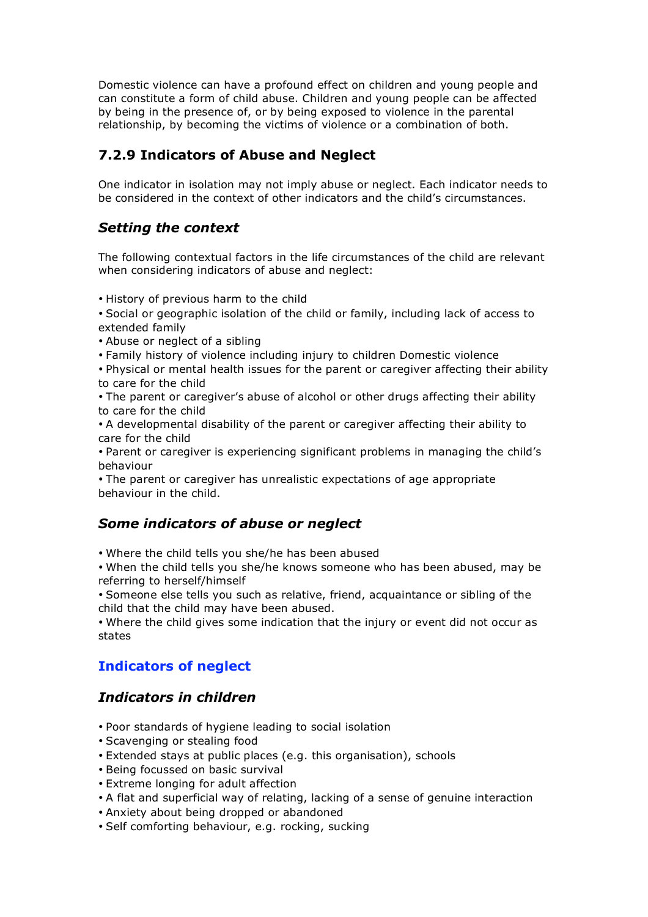Domestic violence can have a profound effect on children and young people and can constitute a form of child abuse. Children and young people can be affected by being in the presence of, or by being exposed to violence in the parental relationship, by becoming the victims of violence or a combination of both.

### 7.2.9 Indicators of Abuse and Neglect

One indicator in isolation may not imply abuse or neglect. Each indicator needs to be considered in the context of other indicators and the child's circumstances.

#### *Setting the context*

The following contextual factors in the life circumstances of the child are relevant when considering indicators of abuse and neglect:

- History of previous harm to the child
- Social or geographic isolation of the child or family, including lack of access to extended family
- Abuse or neglect of a sibling
- Family history of violence including injury to children Domestic violence
- Physical or mental health issues for the parent or caregiver affecting their ability to care for the child
- The parent or caregiver's abuse of alcohol or other drugs affecting their ability to care for the child
- A developmental disability of the parent or caregiver affecting their ability to care for the child
- Parent or caregiver is experiencing significant problems in managing the child's behaviour
- The parent or caregiver has unrealistic expectations of age appropriate behaviour in the child.

#### *Some indicators of abuse or neglect*

- Where the child tells you she/he has been abused
- When the child tells you she/he knows someone who has been abused, may be referring to herself/himself
- Someone else tells you such as relative, friend, acquaintance or sibling of the child that the child may have been abused.
- Where the child gives some indication that the injury or event did not occur as states

### Indicators of neglect

#### *Indicators in children*

- Poor standards of hygiene leading to social isolation
- Scavenging or stealing food
- Extended stays at public places (e.g. this organisation), schools
- Being focussed on basic survival
- Extreme longing for adult affection
- A flat and superficial way of relating, lacking of a sense of genuine interaction
- Anxiety about being dropped or abandoned
- Self comforting behaviour, e.g. rocking, sucking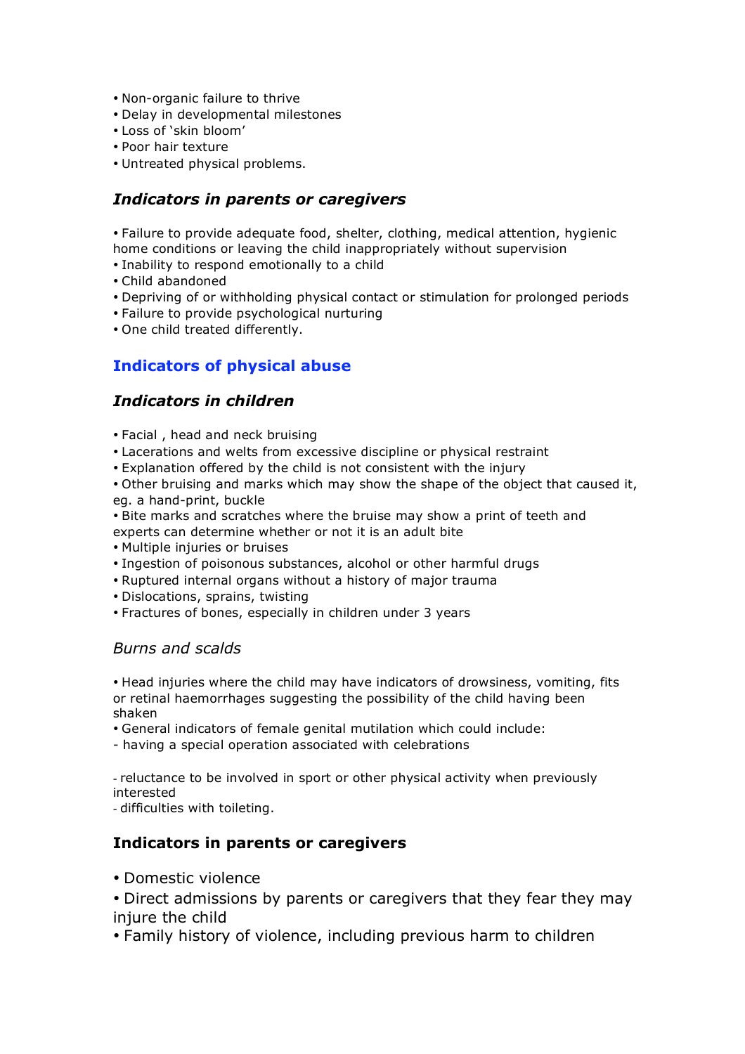- Non-organic failure to thrive
- Delay in developmental milestones
- Loss of 'skin bloom'
- Poor hair texture
- Untreated physical problems.

### *Indicators in parents or caregivers*

- Failure to provide adequate food, shelter, clothing, medical attention, hygienic home conditions or leaving the child inappropriately without supervision
- Inability to respond emotionally to a child
- Child abandoned
- Depriving of or withholding physical contact or stimulation for prolonged periods
- Failure to provide psychological nurturing
- One child treated differently.

## Indicators of physical abuse

### *Indicators in children*

- Facial , head and neck bruising
- Lacerations and welts from excessive discipline or physical restraint
- Explanation offered by the child is not consistent with the injury
- Other bruising and marks which may show the shape of the object that caused it, eg. a hand-print, buckle
- Bite marks and scratches where the bruise may show a print of teeth and experts can determine whether or not it is an adult bite
- Multiple injuries or bruises
- Ingestion of poisonous substances, alcohol or other harmful drugs
- Ruptured internal organs without a history of major trauma
- Dislocations, sprains, twisting
- Fractures of bones, especially in children under 3 years

*Burns and scalds*

- Head injuries where the child may have indicators of drowsiness, vomiting, fits or retinal haemorrhages suggesting the possibility of the child having been shaken
- General indicators of female genital mutilation which could include:
  - having a special operation associated with celebrations
  - reluctance to be involved in sport or other physical activity when previously interested
  - difficulties with toileting.

### Indicators in parents or caregivers

- Domestic violence
- Direct admissions by parents or caregivers that they fear they may injure the child
- Family history of violence, including previous harm to children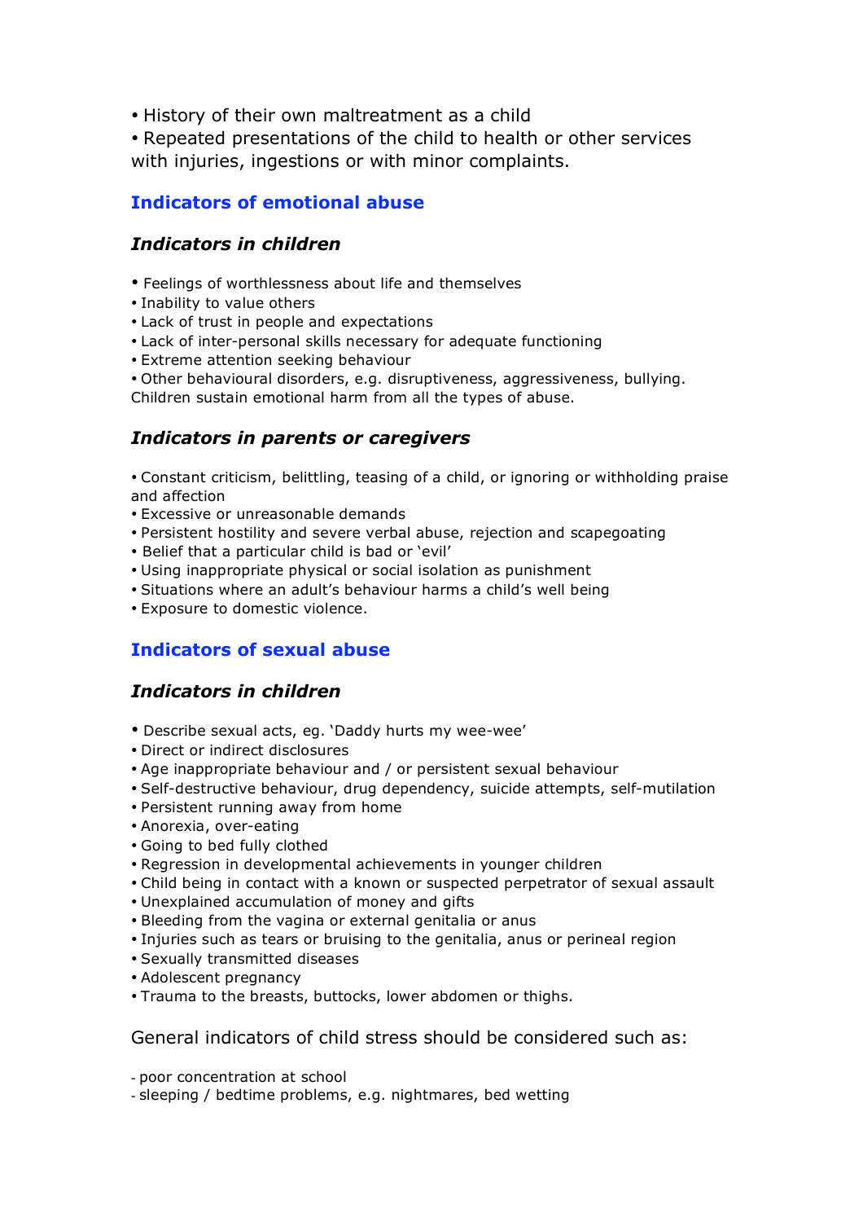- History of their own maltreatment as a child
- Repeated presentations of the child to health or other services with injuries, ingestions or with minor complaints.

## Indicators of emotional abuse

### *Indicators in children*

- Feelings of worthlessness about life and themselves
- Inability to value others
- Lack of trust in people and expectations
- Lack of inter-personal skills necessary for adequate functioning
- Extreme attention seeking behaviour
- Other behavioural disorders, e.g. disruptiveness, aggressiveness, bullying.

Children sustain emotional harm from all the types of abuse.

### *Indicators in parents or caregivers*

- Constant criticism, belittling, teasing of a child, or ignoring or withholding praise and affection
- Excessive or unreasonable demands
- Persistent hostility and severe verbal abuse, rejection and scapegoating
- Belief that a particular child is bad or 'evil'
- Using inappropriate physical or social isolation as punishment
- Situations where an adult's behaviour harms a child's well being
- Exposure to domestic violence.

## Indicators of sexual abuse

### *Indicators in children*

- Describe sexual acts, eg. 'Daddy hurts my wee-wee'
- Direct or indirect disclosures
- Age inappropriate behaviour and / or persistent sexual behaviour
- Self-destructive behaviour, drug dependency, suicide attempts, self-mutilation
- Persistent running away from home
- Anorexia, over-eating
- Going to bed fully clothed
- Regression in developmental achievements in younger children
- Child being in contact with a known or suspected perpetrator of sexual assault
- Unexplained accumulation of money and gifts
- Bleeding from the vagina or external genitalia or anus
- Injuries such as tears or bruising to the genitalia, anus or perineal region
- Sexually transmitted diseases
- Adolescent pregnancy
- Trauma to the breasts, buttocks, lower abdomen or thighs.

General indicators of child stress should be considered such as:

- poor concentration at school
- sleeping / bedtime problems, e.g. nightmares, bed wetting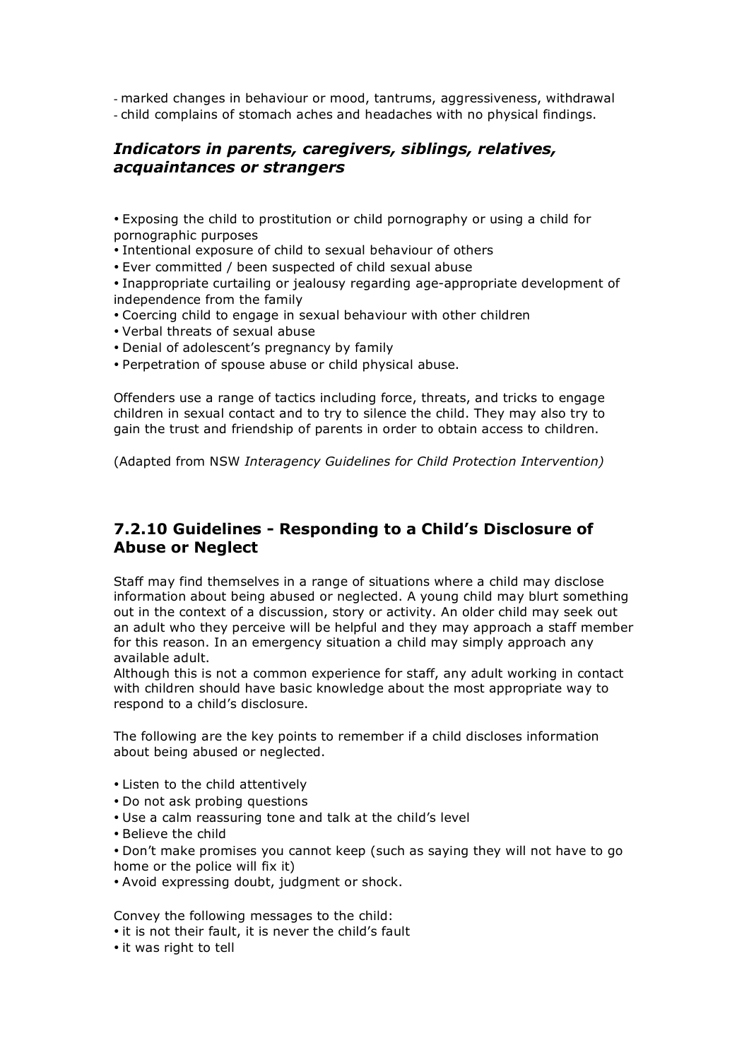- marked changes in behaviour or mood, tantrums, aggressiveness, withdrawal
- child complains of stomach aches and headaches with no physical findings.

### *Indicators in parents, caregivers, siblings, relatives, acquaintances or strangers*

- Exposing the child to prostitution or child pornography or using a child for pornographic purposes
- Intentional exposure of child to sexual behaviour of others
- Ever committed / been suspected of child sexual abuse
- Inappropriate curtailing or jealousy regarding age-appropriate development of independence from the family
- Coercing child to engage in sexual behaviour with other children
- Verbal threats of sexual abuse
- Denial of adolescent's pregnancy by family
- Perpetration of spouse abuse or child physical abuse.

Offenders use a range of tactics including force, threats, and tricks to engage children in sexual contact and to try to silence the child. They may also try to gain the trust and friendship of parents in order to obtain access to children.

(Adapted from NSW *Interagency Guidelines for Child Protection Intervention)*

## 7.2.10 Guidelines - Responding to a Child's Disclosure of Abuse or Neglect

Staff may find themselves in a range of situations where a child may disclose information about being abused or neglected. A young child may blurt something out in the context of a discussion, story or activity. An older child may seek out an adult who they perceive will be helpful and they may approach a staff member for this reason. In an emergency situation a child may simply approach any available adult.
Although this is not a common experience for staff, any adult working in contact with children should have basic knowledge about the most appropriate way to respond to a child's disclosure.

The following are the key points to remember if a child discloses information about being abused or neglected.

- Listen to the child attentively
- Do not ask probing questions
- Use a calm reassuring tone and talk at the child's level
- Believe the child
- Don't make promises you cannot keep (such as saying they will not have to go home or the police will fix it)
- Avoid expressing doubt, judgment or shock.

Convey the following messages to the child:
- it is not their fault, it is never the child's fault
- it was right to tell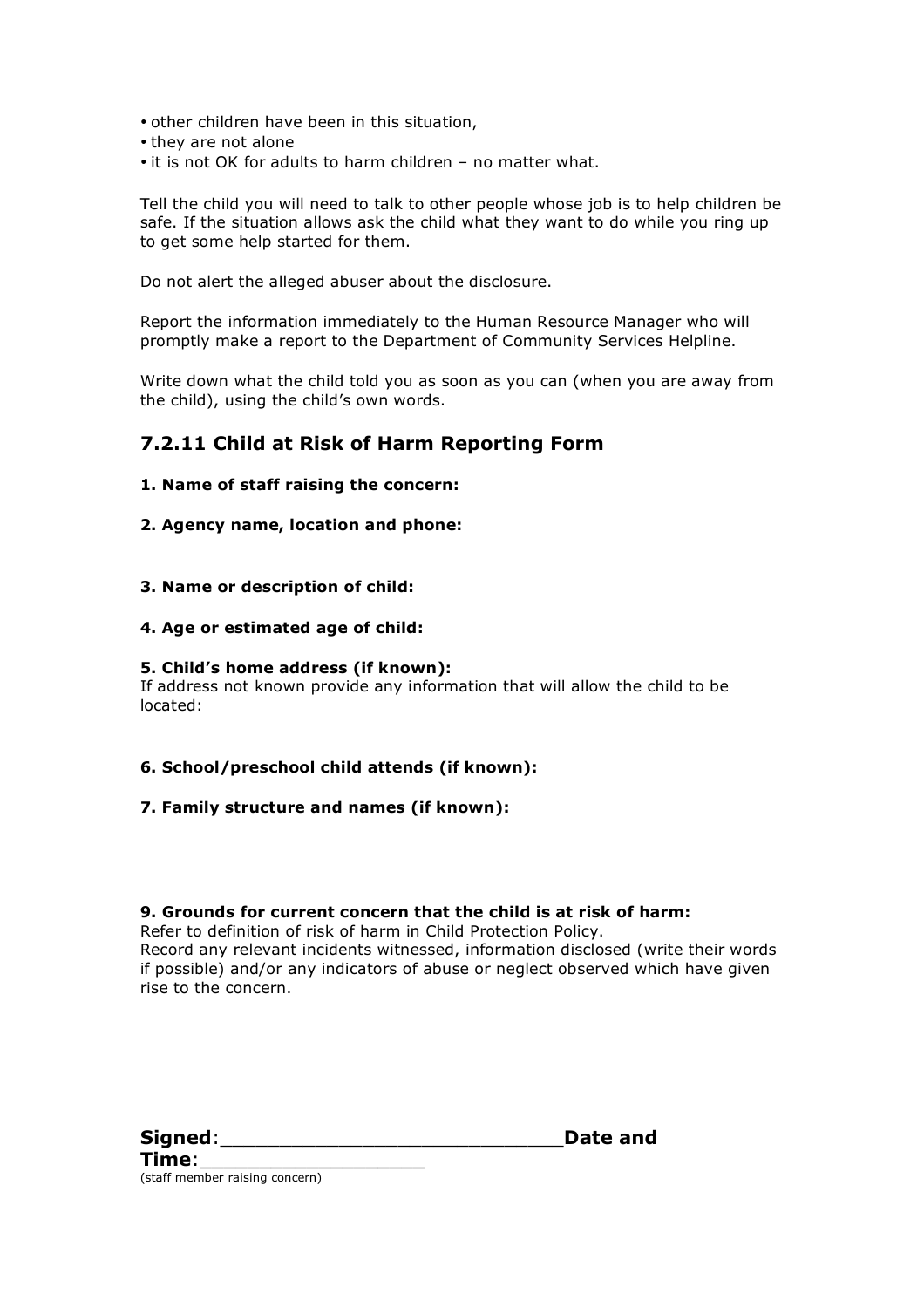- other children have been in this situation,
- they are not alone
- it is not OK for adults to harm children – no matter what.

Tell the child you will need to talk to other people whose job is to help children be safe. If the situation allows ask the child what they want to do while you ring up to get some help started for them.

Do not alert the alleged abuser about the disclosure.

Report the information immediately to the Human Resource Manager who will promptly make a report to the Department of Community Services Helpline.

Write down what the child told you as soon as you can (when you are away from the child), using the child's own words.

## 7.2.11 Child at Risk of Harm Reporting Form

**1. Name of staff raising the concern:**

**2. Agency name, location and phone:**

**3. Name or description of child:**

**4. Age or estimated age of child:**

**5. Child's home address (if known):**
If address not known provide any information that will allow the child to be located:

**6. School/preschool child attends (if known):**

**7. Family structure and names (if known):**

**9. Grounds for current concern that the child is at risk of harm:**
Refer to definition of risk of harm in Child Protection Policy.
Record any relevant incidents witnessed, information disclosed (write their words if possible) and/or any indicators of abuse or neglect observed which have given rise to the concern.

**Signed**:_____________________________**Date and Time**:___________________
(staff member raising concern)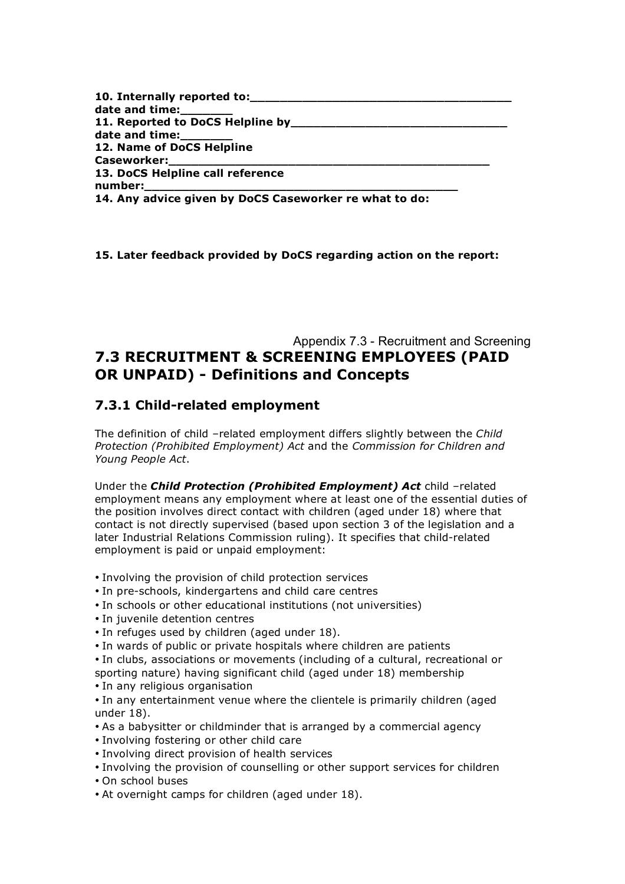**10. Internally reported to:_____________________________________**
**date and time:_______**
**11. Reported to DoCS Helpline by_____________________________**
**date and time:_______**
**12. Name of DoCS Helpline Caseworker:_______________________________________________**
**13. DoCS Helpline call reference number:_____________________________________________**
**14. Any advice given by DoCS Caseworker re what to do:**

**15. Later feedback provided by DoCS regarding action on the report:**

Appendix 7.3 - Recruitment and Screening

# 7.3 RECRUITMENT & SCREENING EMPLOYEES (PAID OR UNPAID) - Definitions and Concepts

## 7.3.1 Child-related employment

The definition of child –related employment differs slightly between the *Child Protection (Prohibited Employment) Act* and the *Commission for Children and Young People Act*.

Under the ***Child Protection (Prohibited Employment) Act*** child –related employment means any employment where at least one of the essential duties of the position involves direct contact with children (aged under 18) where that contact is not directly supervised (based upon section 3 of the legislation and a later Industrial Relations Commission ruling). It specifies that child-related employment is paid or unpaid employment:

- Involving the provision of child protection services
- In pre-schools, kindergartens and child care centres
- In schools or other educational institutions (not universities)
- In juvenile detention centres
- In refuges used by children (aged under 18).
- In wards of public or private hospitals where children are patients
- In clubs, associations or movements (including of a cultural, recreational or sporting nature) having significant child (aged under 18) membership
- In any religious organisation
- In any entertainment venue where the clientele is primarily children (aged under 18).
- As a babysitter or childminder that is arranged by a commercial agency
- Involving fostering or other child care
- Involving direct provision of health services
- Involving the provision of counselling or other support services for children
- On school buses
- At overnight camps for children (aged under 18).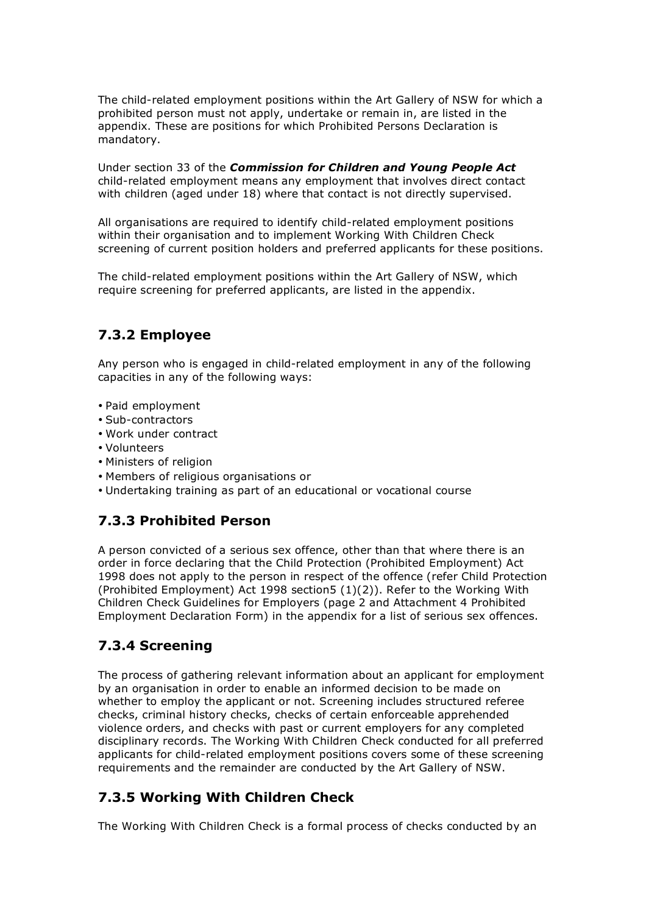The child-related employment positions within the Art Gallery of NSW for which a prohibited person must not apply, undertake or remain in, are listed in the appendix. These are positions for which Prohibited Persons Declaration is mandatory.

Under section 33 of the ***Commission for Children and Young People Act*** child-related employment means any employment that involves direct contact with children (aged under 18) where that contact is not directly supervised.

All organisations are required to identify child-related employment positions within their organisation and to implement Working With Children Check screening of current position holders and preferred applicants for these positions.

The child-related employment positions within the Art Gallery of NSW, which require screening for preferred applicants, are listed in the appendix.

## 7.3.2 Employee

Any person who is engaged in child-related employment in any of the following capacities in any of the following ways:

- Paid employment
- Sub-contractors
- Work under contract
- Volunteers
- Ministers of religion
- Members of religious organisations or
- Undertaking training as part of an educational or vocational course

## 7.3.3 Prohibited Person

A person convicted of a serious sex offence, other than that where there is an order in force declaring that the Child Protection (Prohibited Employment) Act 1998 does not apply to the person in respect of the offence (refer Child Protection (Prohibited Employment) Act 1998 section5 (1)(2)). Refer to the Working With Children Check Guidelines for Employers (page 2 and Attachment 4 Prohibited Employment Declaration Form) in the appendix for a list of serious sex offences.

## 7.3.4 Screening

The process of gathering relevant information about an applicant for employment by an organisation in order to enable an informed decision to be made on whether to employ the applicant or not. Screening includes structured referee checks, criminal history checks, checks of certain enforceable apprehended violence orders, and checks with past or current employers for any completed disciplinary records. The Working With Children Check conducted for all preferred applicants for child-related employment positions covers some of these screening requirements and the remainder are conducted by the Art Gallery of NSW.

## 7.3.5 Working With Children Check

The Working With Children Check is a formal process of checks conducted by an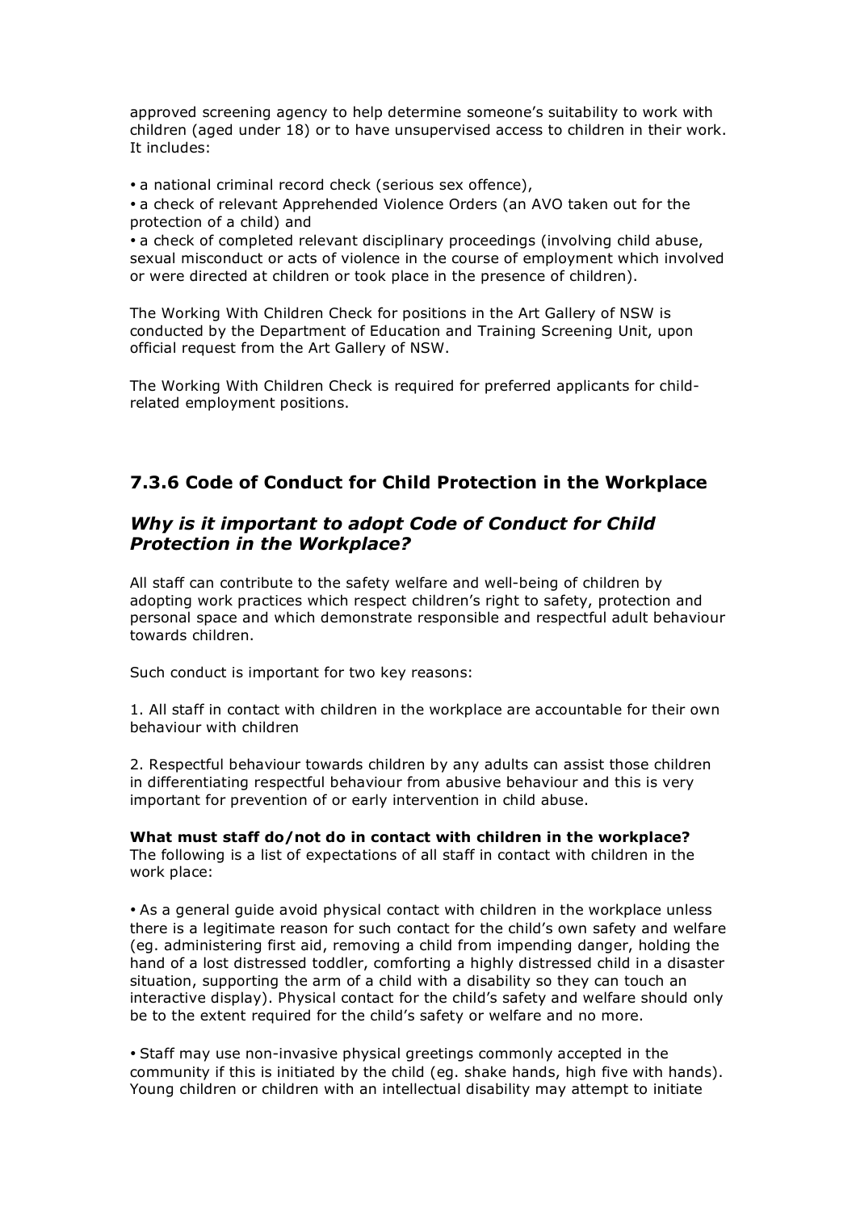approved screening agency to help determine someone's suitability to work with children (aged under 18) or to have unsupervised access to children in their work. It includes:

• a national criminal record check (serious sex offence),

• a check of relevant Apprehended Violence Orders (an AVO taken out for the protection of a child) and

• a check of completed relevant disciplinary proceedings (involving child abuse, sexual misconduct or acts of violence in the course of employment which involved or were directed at children or took place in the presence of children).

The Working With Children Check for positions in the Art Gallery of NSW is conducted by the Department of Education and Training Screening Unit, upon official request from the Art Gallery of NSW.

The Working With Children Check is required for preferred applicants for child-related employment positions.

## 7.3.6 Code of Conduct for Child Protection in the Workplace

### *Why is it important to adopt Code of Conduct for Child Protection in the Workplace?*

All staff can contribute to the safety welfare and well-being of children by adopting work practices which respect children's right to safety, protection and personal space and which demonstrate responsible and respectful adult behaviour towards children.

Such conduct is important for two key reasons:

1. All staff in contact with children in the workplace are accountable for their own behaviour with children

2. Respectful behaviour towards children by any adults can assist those children in differentiating respectful behaviour from abusive behaviour and this is very important for prevention of or early intervention in child abuse.

**What must staff do/not do in contact with children in the workplace?**
The following is a list of expectations of all staff in contact with children in the work place:

• As a general guide avoid physical contact with children in the workplace unless there is a legitimate reason for such contact for the child's own safety and welfare (eg. administering first aid, removing a child from impending danger, holding the hand of a lost distressed toddler, comforting a highly distressed child in a disaster situation, supporting the arm of a child with a disability so they can touch an interactive display). Physical contact for the child's safety and welfare should only be to the extent required for the child's safety or welfare and no more.

• Staff may use non-invasive physical greetings commonly accepted in the community if this is initiated by the child (eg. shake hands, high five with hands). Young children or children with an intellectual disability may attempt to initiate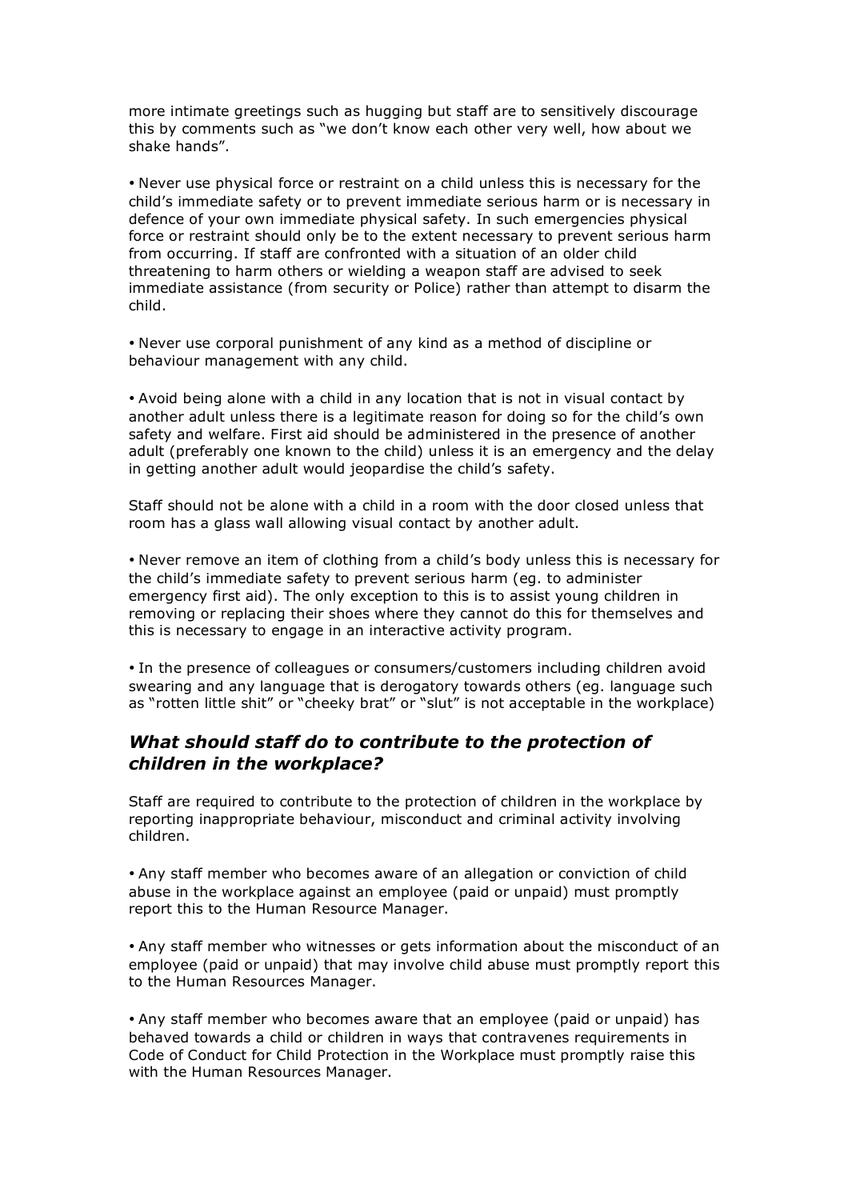more intimate greetings such as hugging but staff are to sensitively discourage this by comments such as "we don't know each other very well, how about we shake hands".

- Never use physical force or restraint on a child unless this is necessary for the child's immediate safety or to prevent immediate serious harm or is necessary in defence of your own immediate physical safety. In such emergencies physical force or restraint should only be to the extent necessary to prevent serious harm from occurring. If staff are confronted with a situation of an older child threatening to harm others or wielding a weapon staff are advised to seek immediate assistance (from security or Police) rather than attempt to disarm the child.

- Never use corporal punishment of any kind as a method of discipline or behaviour management with any child.

- Avoid being alone with a child in any location that is not in visual contact by another adult unless there is a legitimate reason for doing so for the child's own safety and welfare. First aid should be administered in the presence of another adult (preferably one known to the child) unless it is an emergency and the delay in getting another adult would jeopardise the child's safety.

Staff should not be alone with a child in a room with the door closed unless that room has a glass wall allowing visual contact by another adult.

- Never remove an item of clothing from a child's body unless this is necessary for the child's immediate safety to prevent serious harm (eg. to administer emergency first aid). The only exception to this is to assist young children in removing or replacing their shoes where they cannot do this for themselves and this is necessary to engage in an interactive activity program.

- In the presence of colleagues or consumers/customers including children avoid swearing and any language that is derogatory towards others (eg. language such as "rotten little shit" or "cheeky brat" or "slut" is not acceptable in the workplace)

### *What should staff do to contribute to the protection of children in the workplace?*

Staff are required to contribute to the protection of children in the workplace by reporting inappropriate behaviour, misconduct and criminal activity involving children.

- Any staff member who becomes aware of an allegation or conviction of child abuse in the workplace against an employee (paid or unpaid) must promptly report this to the Human Resource Manager.

- Any staff member who witnesses or gets information about the misconduct of an employee (paid or unpaid) that may involve child abuse must promptly report this to the Human Resources Manager.

- Any staff member who becomes aware that an employee (paid or unpaid) has behaved towards a child or children in ways that contravenes requirements in Code of Conduct for Child Protection in the Workplace must promptly raise this with the Human Resources Manager.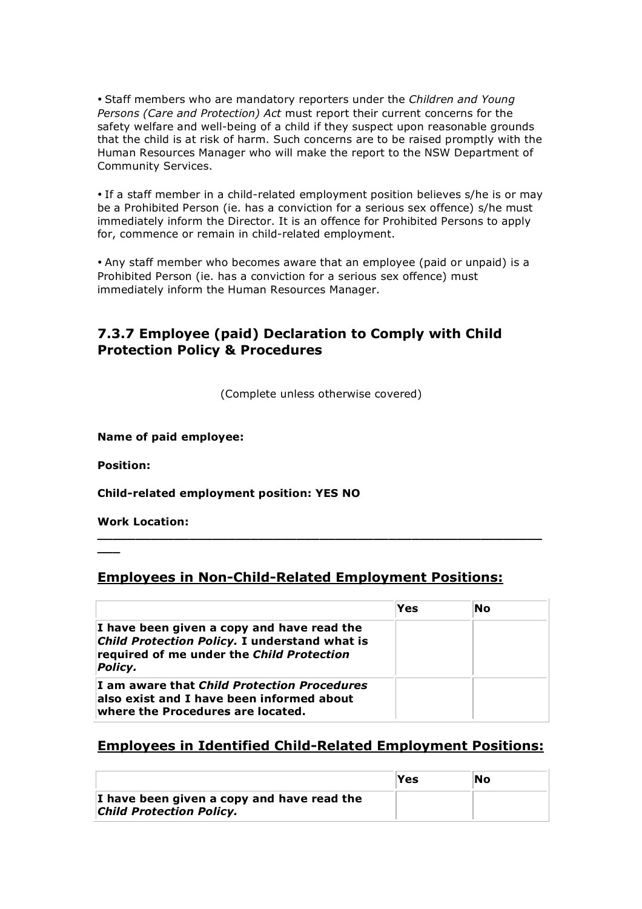• Staff members who are mandatory reporters under the *Children and Young Persons (Care and Protection) Act* must report their current concerns for the safety welfare and well-being of a child if they suspect upon reasonable grounds that the child is at risk of harm. Such concerns are to be raised promptly with the Human Resources Manager who will make the report to the NSW Department of Community Services.

• If a staff member in a child-related employment position believes s/he is or may be a Prohibited Person (ie. has a conviction for a serious sex offence) s/he must immediately inform the Director. It is an offence for Prohibited Persons to apply for, commence or remain in child-related employment.

• Any staff member who becomes aware that an employee (paid or unpaid) is a Prohibited Person (ie. has a conviction for a serious sex offence) must immediately inform the Human Resources Manager.

## 7.3.7 Employee (paid) Declaration to Comply with Child Protection Policy & Procedures

(Complete unless otherwise covered)

**Name of paid employee:**

**Position:**

**Child-related employment position: YES NO**

**Work Location:**

---

### Employees in Non-Child-Related Employment Positions:

| | Yes | No |
|---|---|---|
| **I have been given a copy and have read the *Child Protection Policy.* I understand what is required of me under the *Child Protection Policy.*** | | |
| **I am aware that *Child Protection Procedures* also exist and I have been informed about where the Procedures are located.** | | |

### Employees in Identified Child-Related Employment Positions:

| | Yes | No |
|---|---|---|
| **I have been given a copy and have read the *Child Protection Policy.*** | | |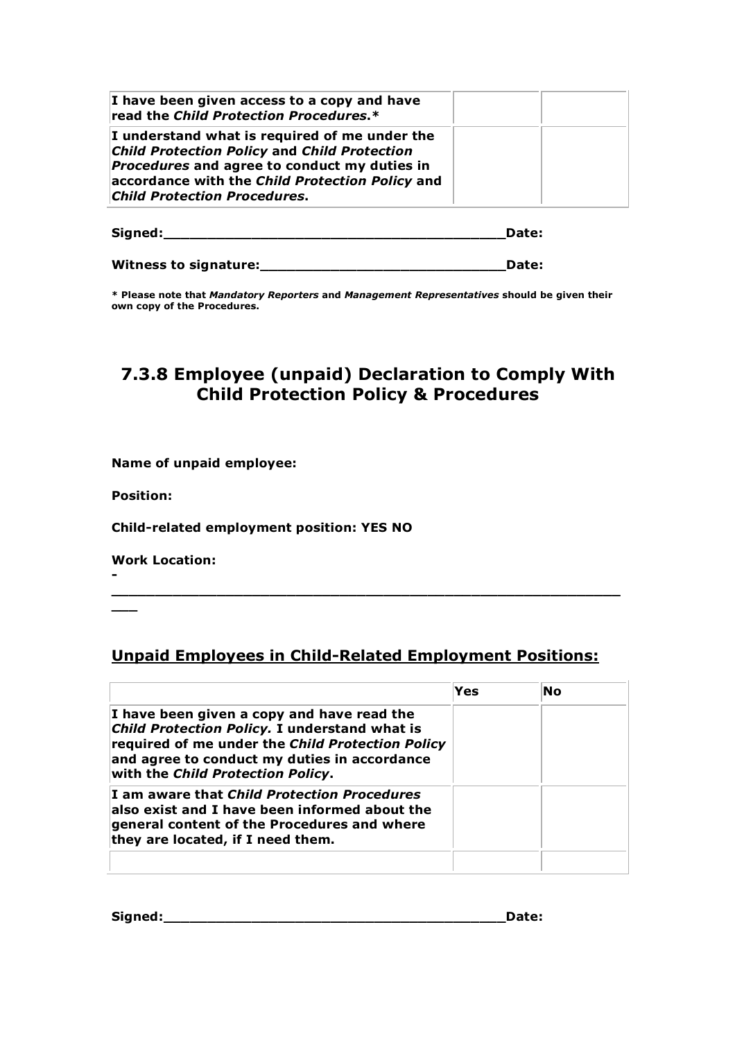| | | |
|---|---|---|
| **I have been given access to a copy and have read the *Child Protection Procedures*.*** | | |
| **I understand what is required of me under the *Child Protection Policy* and *Child Protection Procedures* and agree to conduct my duties in accordance with the *Child Protection Policy* and *Child Protection Procedures*.** | | |

**Signed:_______________________________________Date:**

**Witness to signature:____________________________Date:**

**\* Please note that *Mandatory Reporters* and *Management Representatives* should be given their own copy of the Procedures.**

## 7.3.8 Employee (unpaid) Declaration to Comply With Child Protection Policy & Procedures

**Name of unpaid employee:**

**Position:**

**Child-related employment position: YES NO**

**Work Location:**

**-___________________________________________________________**

## <u>Unpaid Employees in Child-Related Employment Positions:</u>

| | Yes | No |
|---|---|---|
| **I have been given a copy and have read the *Child Protection Policy.* I understand what is required of me under the *Child Protection Policy* and agree to conduct my duties in accordance with the *Child Protection Policy*.** | | |
| **I am aware that *Child Protection Procedures* also exist and I have been informed about the general content of the Procedures and where they are located, if I need them.** | | |
| | | |

**Signed:_______________________________________Date:**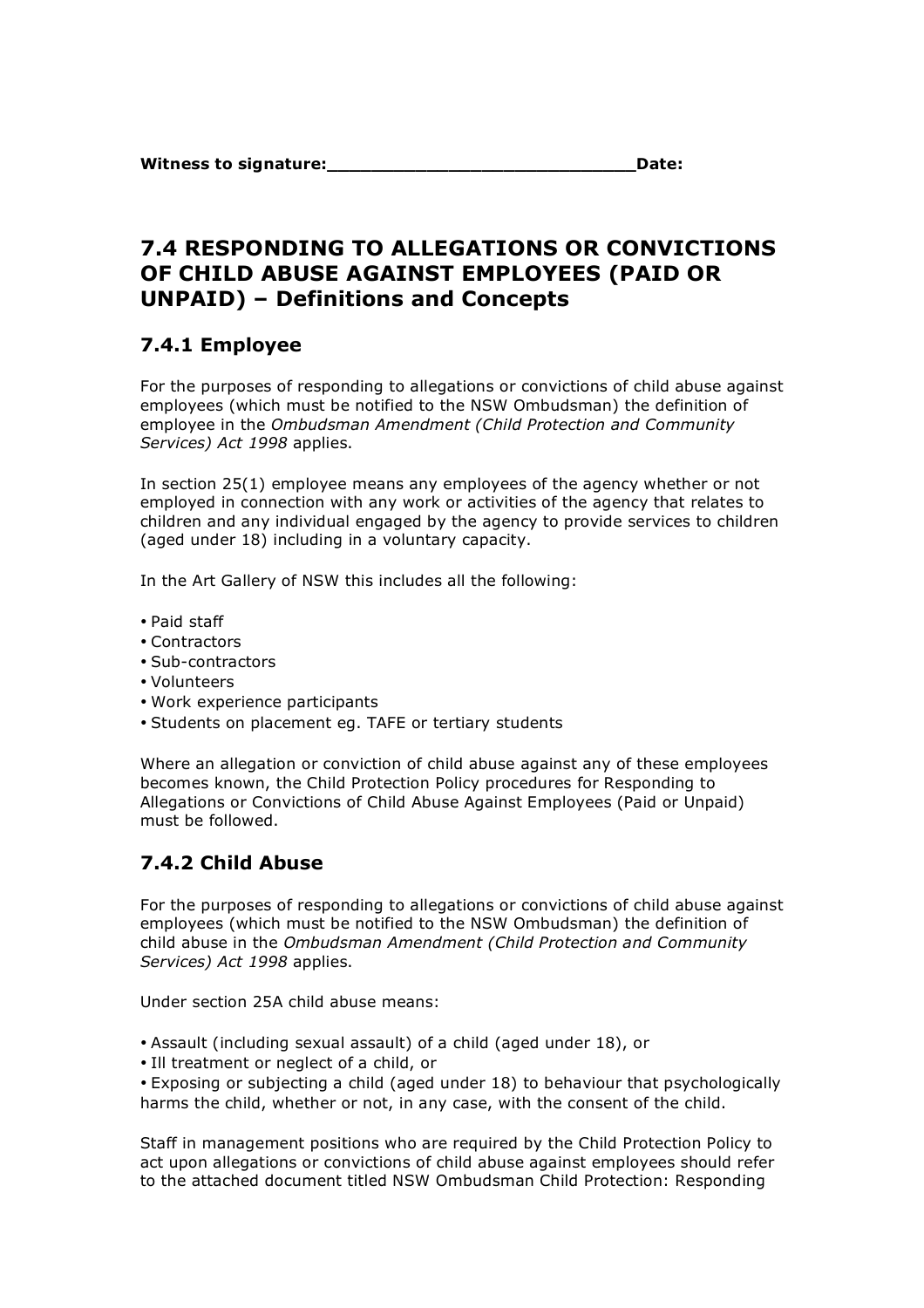**Witness to signature:_____________________________Date:**

## 7.4 RESPONDING TO ALLEGATIONS OR CONVICTIONS OF CHILD ABUSE AGAINST EMPLOYEES (PAID OR UNPAID) – Definitions and Concepts

### 7.4.1 Employee

For the purposes of responding to allegations or convictions of child abuse against employees (which must be notified to the NSW Ombudsman) the definition of employee in the *Ombudsman Amendment (Child Protection and Community Services) Act 1998* applies.

In section 25(1) employee means any employees of the agency whether or not employed in connection with any work or activities of the agency that relates to children and any individual engaged by the agency to provide services to children (aged under 18) including in a voluntary capacity.

In the Art Gallery of NSW this includes all the following:

- Paid staff
- Contractors
- Sub-contractors
- Volunteers
- Work experience participants
- Students on placement eg. TAFE or tertiary students

Where an allegation or conviction of child abuse against any of these employees becomes known, the Child Protection Policy procedures for Responding to Allegations or Convictions of Child Abuse Against Employees (Paid or Unpaid) must be followed.

### 7.4.2 Child Abuse

For the purposes of responding to allegations or convictions of child abuse against employees (which must be notified to the NSW Ombudsman) the definition of child abuse in the *Ombudsman Amendment (Child Protection and Community Services) Act 1998* applies.

Under section 25A child abuse means:

- Assault (including sexual assault) of a child (aged under 18), or
- Ill treatment or neglect of a child, or
- Exposing or subjecting a child (aged under 18) to behaviour that psychologically harms the child, whether or not, in any case, with the consent of the child.

Staff in management positions who are required by the Child Protection Policy to act upon allegations or convictions of child abuse against employees should refer to the attached document titled NSW Ombudsman Child Protection: Responding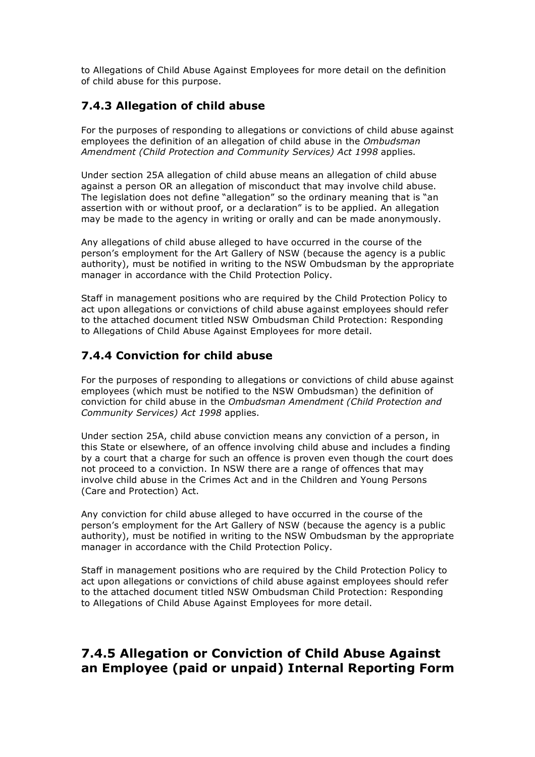to Allegations of Child Abuse Against Employees for more detail on the definition of child abuse for this purpose.

### 7.4.3 Allegation of child abuse

For the purposes of responding to allegations or convictions of child abuse against employees the definition of an allegation of child abuse in the *Ombudsman Amendment (Child Protection and Community Services) Act 1998* applies.

Under section 25A allegation of child abuse means an allegation of child abuse against a person OR an allegation of misconduct that may involve child abuse. The legislation does not define "allegation" so the ordinary meaning that is "an assertion with or without proof, or a declaration" is to be applied. An allegation may be made to the agency in writing or orally and can be made anonymously.

Any allegations of child abuse alleged to have occurred in the course of the person's employment for the Art Gallery of NSW (because the agency is a public authority), must be notified in writing to the NSW Ombudsman by the appropriate manager in accordance with the Child Protection Policy.

Staff in management positions who are required by the Child Protection Policy to act upon allegations or convictions of child abuse against employees should refer to the attached document titled NSW Ombudsman Child Protection: Responding to Allegations of Child Abuse Against Employees for more detail.

### 7.4.4 Conviction for child abuse

For the purposes of responding to allegations or convictions of child abuse against employees (which must be notified to the NSW Ombudsman) the definition of conviction for child abuse in the *Ombudsman Amendment (Child Protection and Community Services) Act 1998* applies.

Under section 25A, child abuse conviction means any conviction of a person, in this State or elsewhere, of an offence involving child abuse and includes a finding by a court that a charge for such an offence is proven even though the court does not proceed to a conviction. In NSW there are a range of offences that may involve child abuse in the Crimes Act and in the Children and Young Persons (Care and Protection) Act.

Any conviction for child abuse alleged to have occurred in the course of the person's employment for the Art Gallery of NSW (because the agency is a public authority), must be notified in writing to the NSW Ombudsman by the appropriate manager in accordance with the Child Protection Policy.

Staff in management positions who are required by the Child Protection Policy to act upon allegations or convictions of child abuse against employees should refer to the attached document titled NSW Ombudsman Child Protection: Responding to Allegations of Child Abuse Against Employees for more detail.

## 7.4.5 Allegation or Conviction of Child Abuse Against an Employee (paid or unpaid) Internal Reporting Form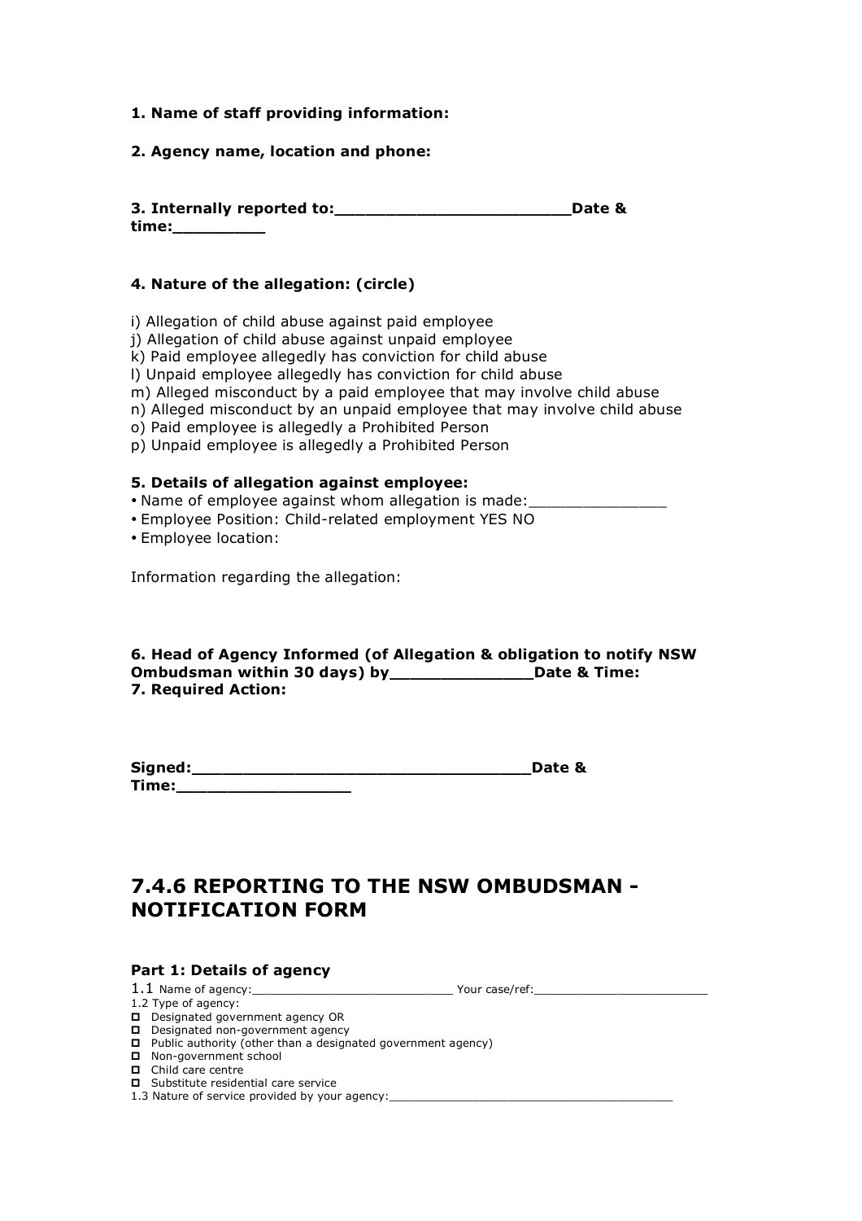**1. Name of staff providing information:**

**2. Agency name, location and phone:**

**3. Internally reported to:________________________Date & time:_________**

**4. Nature of the allegation: (circle)**

i) Allegation of child abuse against paid employee
j) Allegation of child abuse against unpaid employee
k) Paid employee allegedly has conviction for child abuse
l) Unpaid employee allegedly has conviction for child abuse
m) Alleged misconduct by a paid employee that may involve child abuse
n) Alleged misconduct by an unpaid employee that may involve child abuse
o) Paid employee is allegedly a Prohibited Person
p) Unpaid employee is allegedly a Prohibited Person

**5. Details of allegation against employee:**

- Name of employee against whom allegation is made:_______________
- Employee Position: Child-related employment YES NO
- Employee location:

Information regarding the allegation:

**6. Head of Agency Informed (of Allegation & obligation to notify NSW Ombudsman within 30 days) by______________Date & Time:**
**7. Required Action:**

**Signed:__________________________________Date & Time:_________________**

## 7.4.6 REPORTING TO THE NSW OMBUDSMAN - NOTIFICATION FORM

### Part 1: Details of agency

1.1 Name of agency:___________________________ Your case/ref:________________________
1.2 Type of agency:

- ☐ Designated government agency OR
- ☐ Designated non-government agency
- ☐ Public authority (other than a designated government agency)
- ☐ Non-government school
- ☐ Child care centre
- ☐ Substitute residential care service

1.3 Nature of service provided by your agency:________________________________________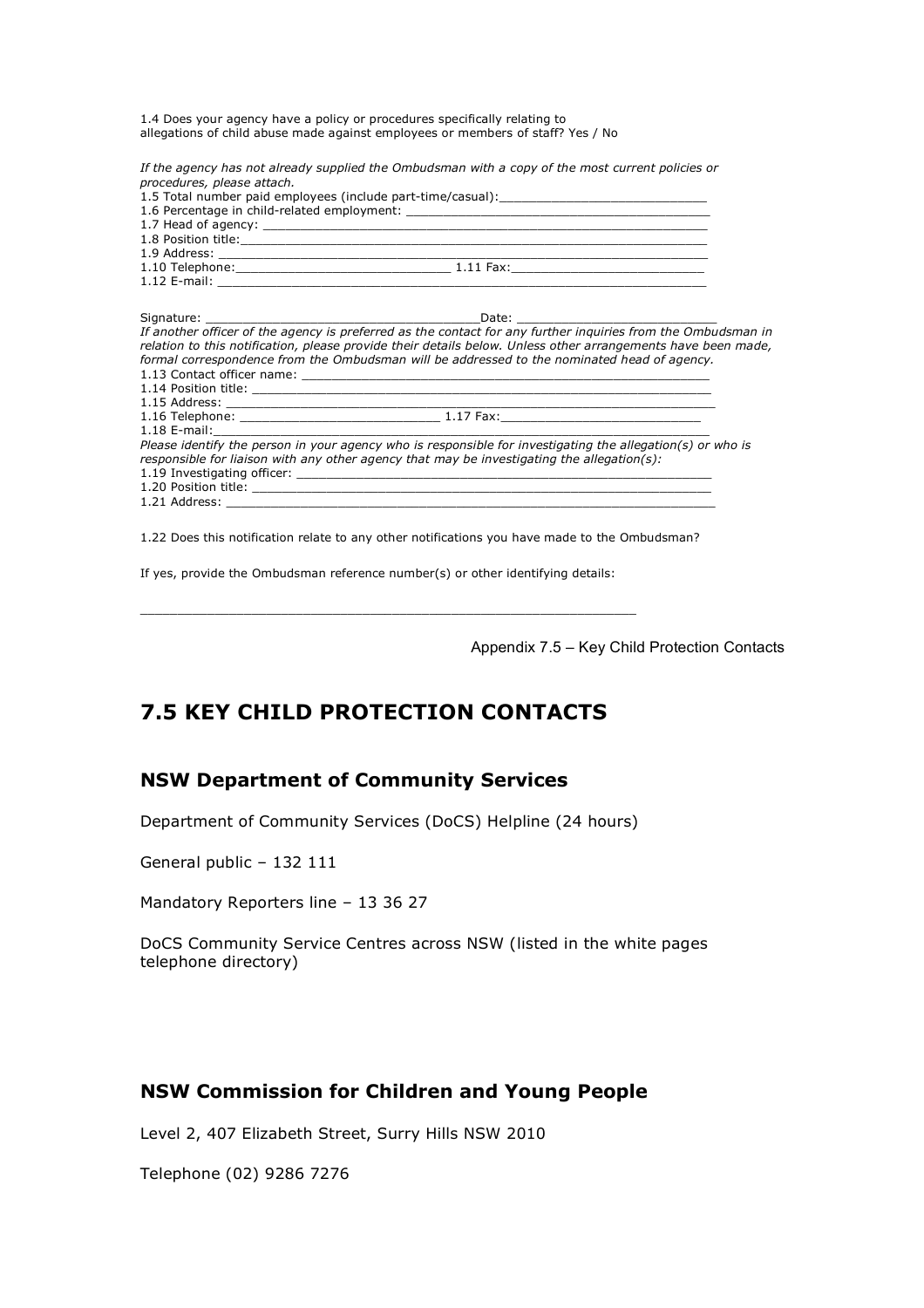1.4 Does your agency have a policy or procedures specifically relating to allegations of child abuse made against employees or members of staff? Yes / No

*If the agency has not already supplied the Ombudsman with a copy of the most current policies or procedures, please attach.*

1.5 Total number paid employees (include part-time/casual):____________________________

1.6 Percentage in child-related employment: ________________________________________

1.7 Head of agency: ______________________________________________________________

1.8 Position title:_______________________________________________________________

1.9 Address: _____________________________________________________________________

1.10 Telephone:_____________________________ 1.11 Fax:___________________________

1.12 E-mail: ____________________________________________________________________

Signature: _____________________________________Date: ___________________________

*If another officer of the agency is preferred as the contact for any further inquiries from the Ombudsman in relation to this notification, please provide their details below. Unless other arrangements have been made, formal correspondence from the Ombudsman will be addressed to the nominated head of agency.*

1.13 Contact officer name: ______________________________________________________

1.14 Position title: _____________________________________________________________

1.15 Address: ____________________________________________________________________

1.16 Telephone: ___________________________ 1.17 Fax:____________________________

1.18 E-mail:______________________________________________________________________

*Please identify the person in your agency who is responsible for investigating the allegation(s) or who is responsible for liaison with any other agency that may be investigating the allegation(s):*

1.19 Investigating officer: _______________________________________________________

1.20 Position title: _____________________________________________________________

1.21 Address: ____________________________________________________________________

1.22 Does this notification relate to any other notifications you have made to the Ombudsman?

If yes, provide the Ombudsman reference number(s) or other identifying details:

_______________________________________________________________

Appendix 7.5 – Key Child Protection Contacts

# 7.5 KEY CHILD PROTECTION CONTACTS

## NSW Department of Community Services

Department of Community Services (DoCS) Helpline (24 hours)

General public – 132 111

Mandatory Reporters line – 13 36 27

DoCS Community Service Centres across NSW (listed in the white pages telephone directory)

## NSW Commission for Children and Young People

Level 2, 407 Elizabeth Street, Surry Hills NSW 2010

Telephone (02) 9286 7276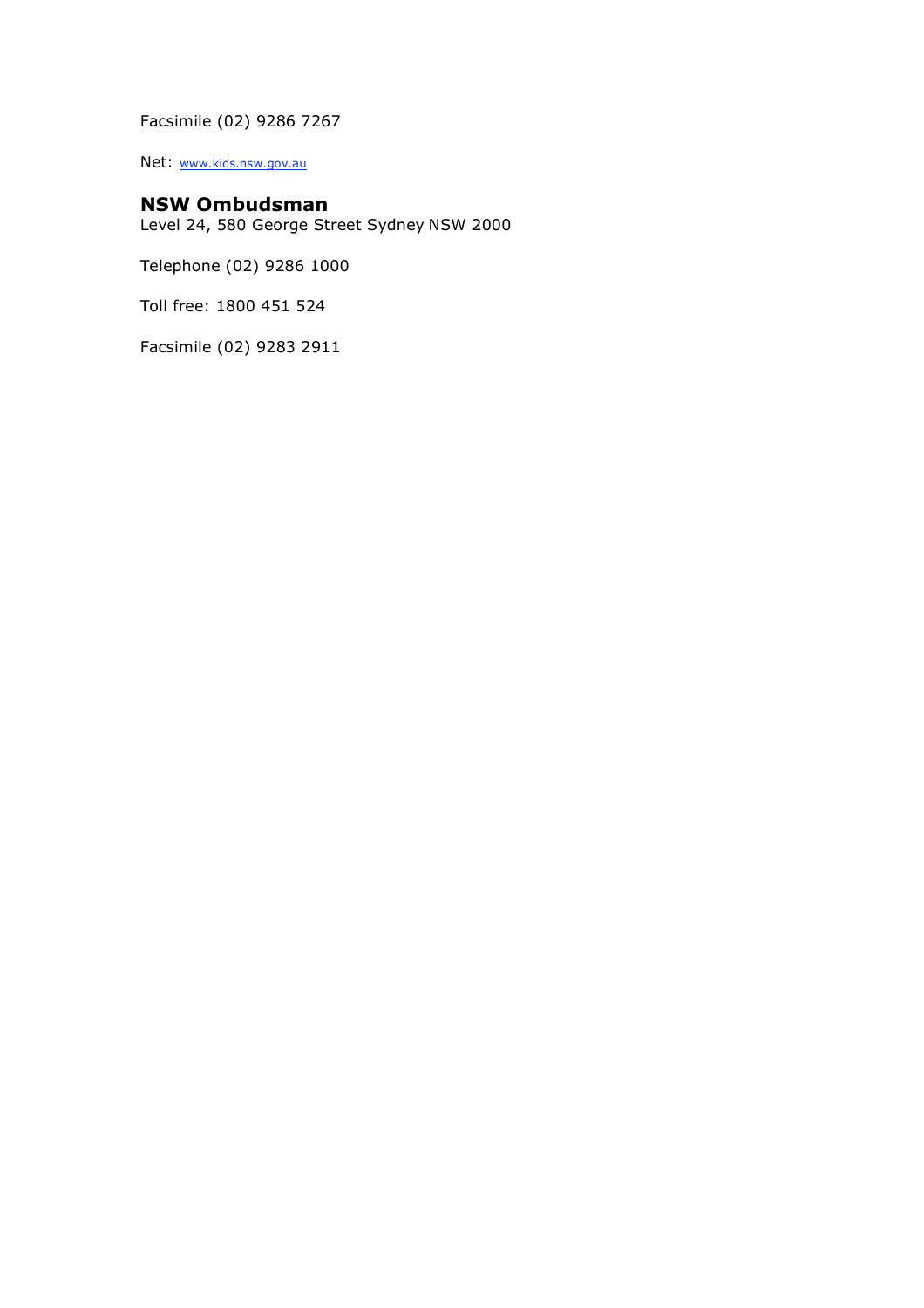Facsimile (02) 9286 7267

Net: www.kids.nsw.gov.au

## NSW Ombudsman

Level 24, 580 George Street Sydney NSW 2000

Telephone (02) 9286 1000

Toll free: 1800 451 524

Facsimile (02) 9283 2911